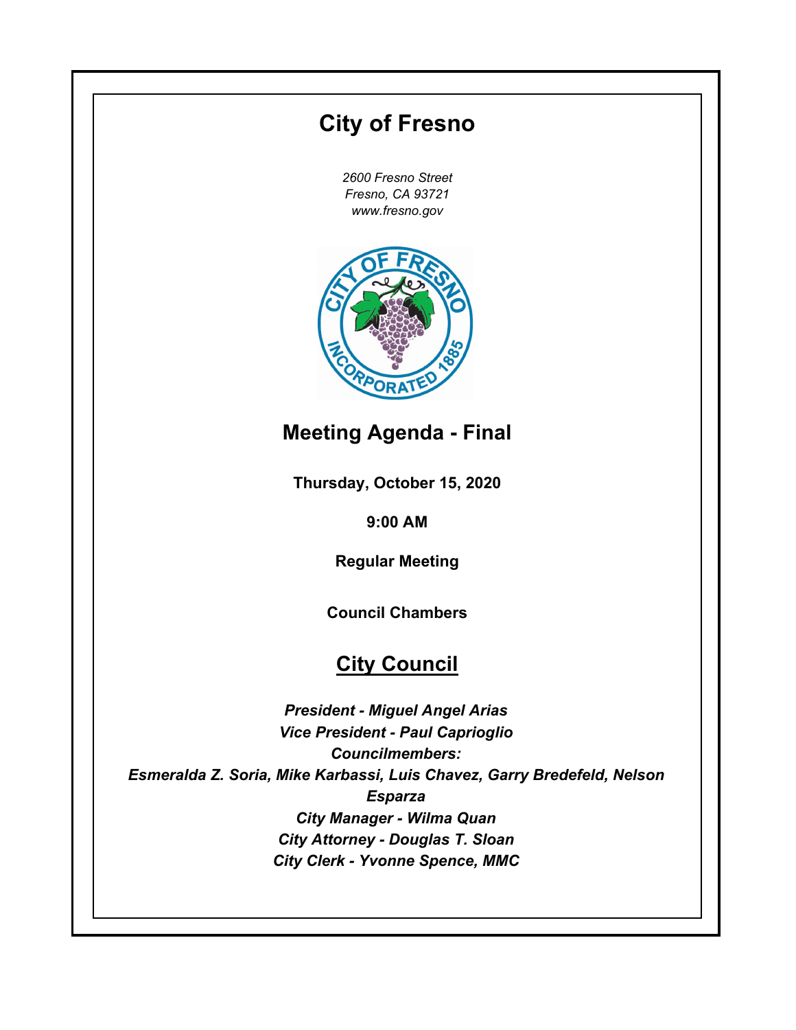# City of Fresno

*2600 Fresno Street*
*Fresno, CA 93721*
*www.fresno.gov*

## Meeting Agenda - Final

**Thursday, October 15, 2020**

**9:00 AM**

**Regular Meeting**

**Council Chambers**

## City Council

***President - Miguel Angel Arias***
***Vice President - Paul Caprioglio***
***Councilmembers:***
***Esmeralda Z. Soria, Mike Karbassi, Luis Chavez, Garry Bredefeld, Nelson Esparza***
***City Manager - Wilma Quan***
***City Attorney - Douglas T. Sloan***
***City Clerk - Yvonne Spence, MMC***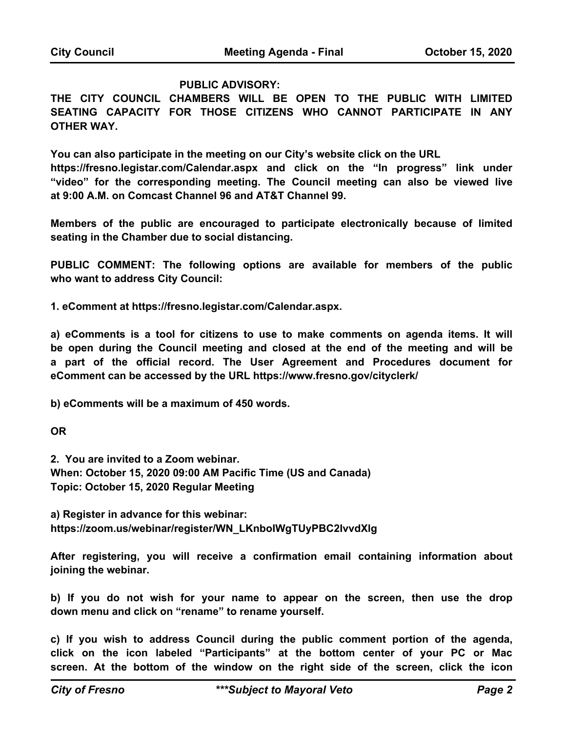**PUBLIC ADVISORY:**

**THE CITY COUNCIL CHAMBERS WILL BE OPEN TO THE PUBLIC WITH LIMITED SEATING CAPACITY FOR THOSE CITIZENS WHO CANNOT PARTICIPATE IN ANY OTHER WAY.**

**You can also participate in the meeting on our City's website click on the URL https://fresno.legistar.com/Calendar.aspx and click on the "In progress" link under "video" for the corresponding meeting. The Council meeting can also be viewed live at 9:00 A.M. on Comcast Channel 96 and AT&T Channel 99.**

**Members of the public are encouraged to participate electronically because of limited seating in the Chamber due to social distancing.**

**PUBLIC COMMENT: The following options are available for members of the public who want to address City Council:**

**1. eComment at https://fresno.legistar.com/Calendar.aspx.**

**a) eComments is a tool for citizens to use to make comments on agenda items. It will be open during the Council meeting and closed at the end of the meeting and will be a part of the official record. The User Agreement and Procedures document for eComment can be accessed by the URL https://www.fresno.gov/cityclerk/**

**b) eComments will be a maximum of 450 words.**

**OR**

**2. You are invited to a Zoom webinar.**
**When: October 15, 2020 09:00 AM Pacific Time (US and Canada)**
**Topic: October 15, 2020 Regular Meeting**

**a) Register in advance for this webinar:**
**https://zoom.us/webinar/register/WN_LKnboIWgTUyPBC2IvvdXlg**

**After registering, you will receive a confirmation email containing information about joining the webinar.**

**b) If you do not wish for your name to appear on the screen, then use the drop down menu and click on "rename" to rename yourself.**

**c) If you wish to address Council during the public comment portion of the agenda, click on the icon labeled "Participants" at the bottom center of your PC or Mac screen. At the bottom of the window on the right side of the screen, click the icon**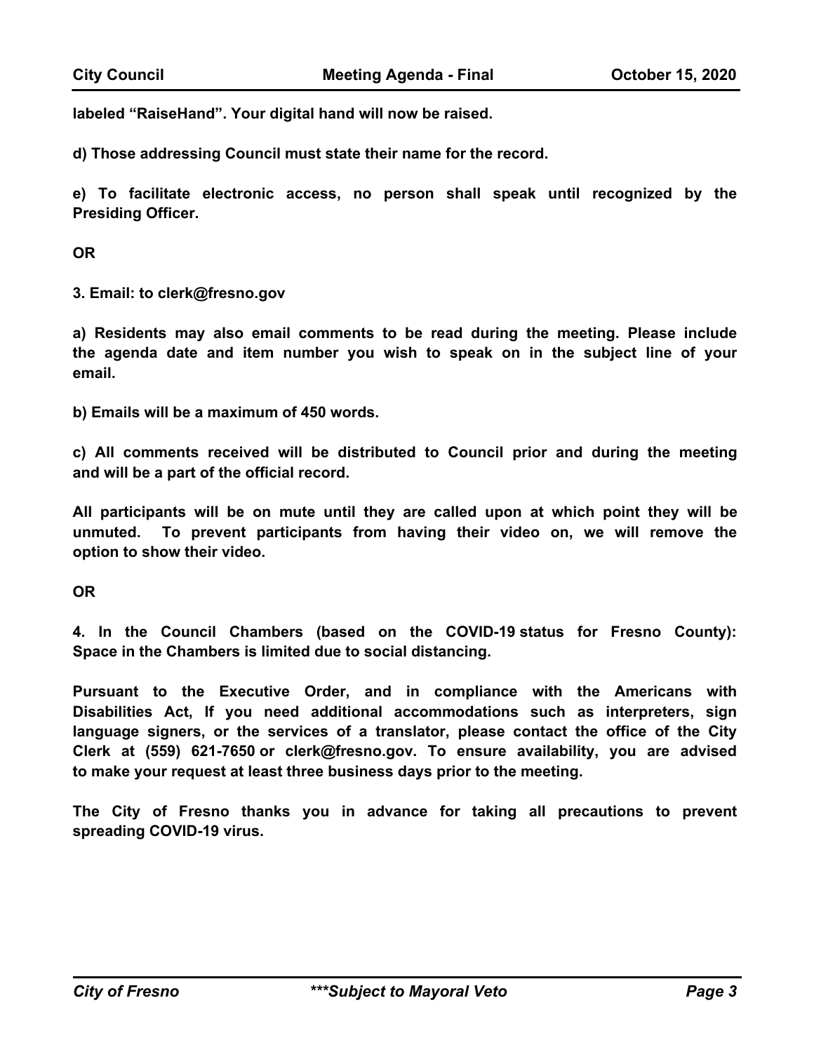**labeled “RaiseHand”. Your digital hand will now be raised.**

**d) Those addressing Council must state their name for the record.**

**e) To facilitate electronic access, no person shall speak until recognized by the Presiding Officer.**

**OR**

**3. Email: to clerk@fresno.gov**

**a) Residents may also email comments to be read during the meeting. Please include the agenda date and item number you wish to speak on in the subject line of your email.**

**b) Emails will be a maximum of 450 words.**

**c) All comments received will be distributed to Council prior and during the meeting and will be a part of the official record.**

**All participants will be on mute until they are called upon at which point they will be unmuted. To prevent participants from having their video on, we will remove the option to show their video.**

**OR**

**4. In the Council Chambers (based on the COVID-19 status for Fresno County): Space in the Chambers is limited due to social distancing.**

**Pursuant to the Executive Order, and in compliance with the Americans with Disabilities Act, If you need additional accommodations such as interpreters, sign language signers, or the services of a translator, please contact the office of the City Clerk at (559) 621-7650 or clerk@fresno.gov. To ensure availability, you are advised to make your request at least three business days prior to the meeting.**

**The City of Fresno thanks you in advance for taking all precautions to prevent spreading COVID-19 virus.**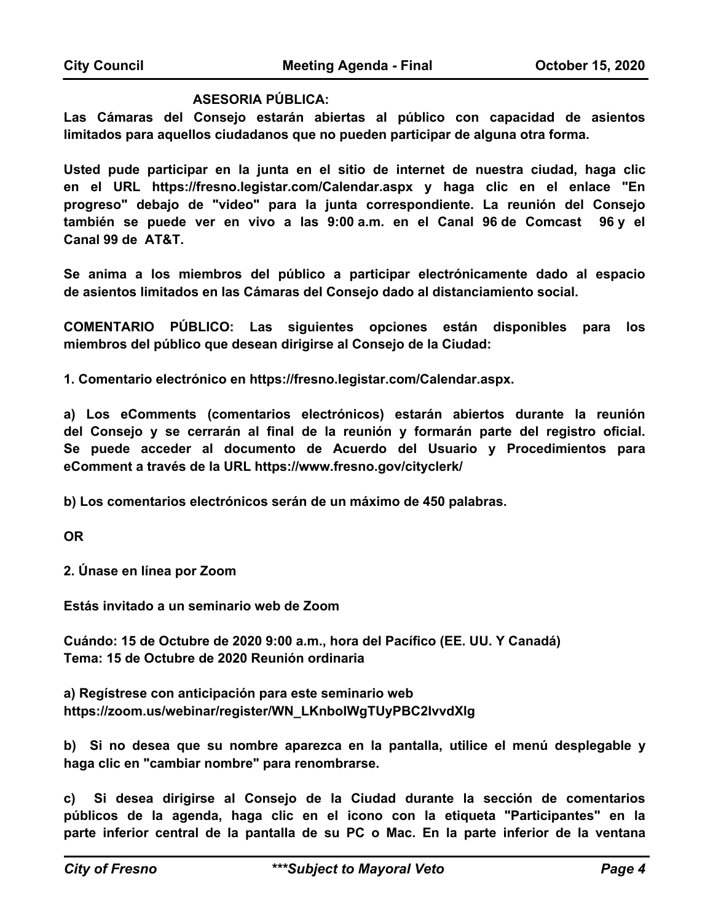**ASESORIA PÚBLICA:**

**Las Cámaras del Consejo estarán abiertas al público con capacidad de asientos limitados para aquellos ciudadanos que no pueden participar de alguna otra forma.**

**Usted pude participar en la junta en el sitio de internet de nuestra ciudad, haga clic en el URL https://fresno.legistar.com/Calendar.aspx y haga clic en el enlace "En progreso" debajo de "video" para la junta correspondiente. La reunión del Consejo también se puede ver en vivo a las 9:00 a.m. en el Canal 96 de Comcast 96 y el Canal 99 de AT&T.**

**Se anima a los miembros del público a participar electrónicamente dado al espacio de asientos limitados en las Cámaras del Consejo dado al distanciamiento social.**

**COMENTARIO PÚBLICO: Las siguientes opciones están disponibles para los miembros del público que desean dirigirse al Consejo de la Ciudad:**

**1. Comentario electrónico en https://fresno.legistar.com/Calendar.aspx.**

**a) Los eComments (comentarios electrónicos) estarán abiertos durante la reunión del Consejo y se cerrarán al final de la reunión y formarán parte del registro oficial. Se puede acceder al documento de Acuerdo del Usuario y Procedimientos para eComment a través de la URL https://www.fresno.gov/cityclerk/**

**b) Los comentarios electrónicos serán de un máximo de 450 palabras.**

**OR**

**2. Únase en línea por Zoom**

**Estás invitado a un seminario web de Zoom**

**Cuándo: 15 de Octubre de 2020 9:00 a.m., hora del Pacífico (EE. UU. Y Canadá)**
**Tema: 15 de Octubre de 2020 Reunión ordinaria**

**a) Regístrese con anticipación para este seminario web**
**https://zoom.us/webinar/register/WN_LKnbolWgTUyPBC2lvvdXlg**

**b) Si no desea que su nombre aparezca en la pantalla, utilice el menú desplegable y haga clic en "cambiar nombre" para renombrarse.**

**c) Si desea dirigirse al Consejo de la Ciudad durante la sección de comentarios públicos de la agenda, haga clic en el icono con la etiqueta "Participantes" en la parte inferior central de la pantalla de su PC o Mac. En la parte inferior de la ventana**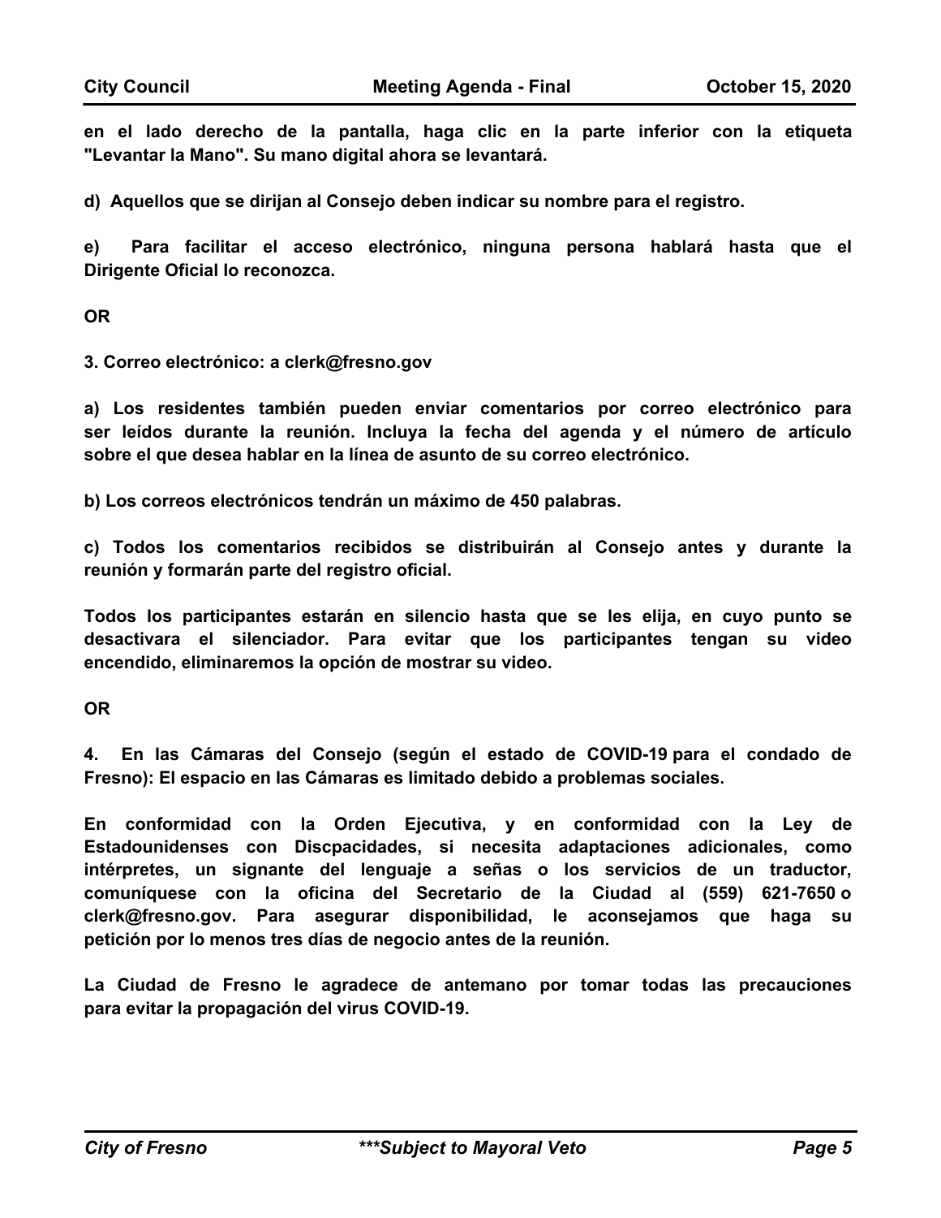**en el lado derecho de la pantalla, haga clic en la parte inferior con la etiqueta "Levantar la Mano". Su mano digital ahora se levantará.**

**d) Aquellos que se dirijan al Consejo deben indicar su nombre para el registro.**

**e) Para facilitar el acceso electrónico, ninguna persona hablará hasta que el Dirigente Oficial lo reconozca.**

**OR**

**3. Correo electrónico: a clerk@fresno.gov**

**a) Los residentes también pueden enviar comentarios por correo electrónico para ser leídos durante la reunión. Incluya la fecha del agenda y el número de artículo sobre el que desea hablar en la línea de asunto de su correo electrónico.**

**b) Los correos electrónicos tendrán un máximo de 450 palabras.**

**c) Todos los comentarios recibidos se distribuirán al Consejo antes y durante la reunión y formarán parte del registro oficial.**

**Todos los participantes estarán en silencio hasta que se les elija, en cuyo punto se desactivara el silenciador. Para evitar que los participantes tengan su video encendido, eliminaremos la opción de mostrar su video.**

**OR**

**4. En las Cámaras del Consejo (según el estado de COVID-19 para el condado de Fresno): El espacio en las Cámaras es limitado debido a problemas sociales.**

**En conformidad con la Orden Ejecutiva, y en conformidad con la Ley de Estadounidenses con Discpacidades, si necesita adaptaciones adicionales, como intérpretes, un signante del lenguaje a señas o los servicios de un traductor, comuníquese con la oficina del Secretario de la Ciudad al (559) 621-7650 o clerk@fresno.gov. Para asegurar disponibilidad, le aconsejamos que haga su petición por lo menos tres días de negocio antes de la reunión.**

**La Ciudad de Fresno le agradece de antemano por tomar todas las precauciones para evitar la propagación del virus COVID-19.**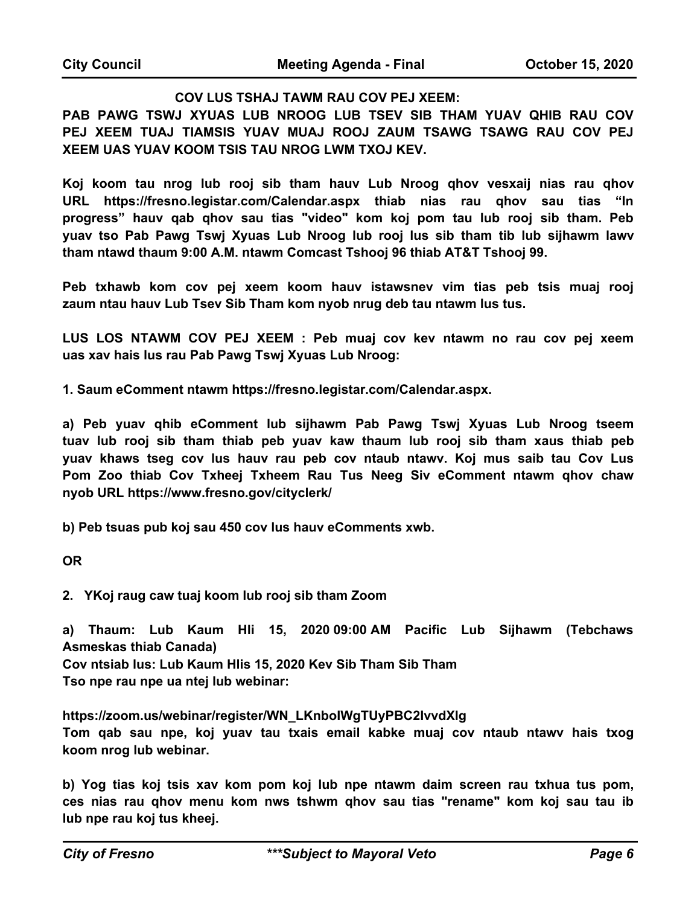**COV LUS TSHAJ TAWM RAU COV PEJ XEEM:**

**PAB PAWG TSWJ XYUAS LUB NROOG LUB TSEV SIB THAM YUAV QHIB RAU COV PEJ XEEM TUAJ TIAMSIS YUAV MUAJ ROOJ ZAUM TSAWG TSAWG RAU COV PEJ XEEM UAS YUAV KOOM TSIS TAU NROG LWM TXOJ KEV.**

**Koj koom tau nrog lub rooj sib tham hauv Lub Nroog qhov vesxaij nias rau qhov URL https://fresno.legistar.com/Calendar.aspx thiab nias rau qhov sau tias "In progress" hauv qab qhov sau tias "video" kom koj pom tau lub rooj sib tham. Peb yuav tso Pab Pawg Tswj Xyuas Lub Nroog lub rooj lus sib tham tib lub sijhawm lawv tham ntawd thaum 9:00 A.M. ntawm Comcast Tshooj 96 thiab AT&T Tshooj 99.**

**Peb txhawb kom cov pej xeem koom hauv istawsnev vim tias peb tsis muaj rooj zaum ntau hauv Lub Tsev Sib Tham kom nyob nrug deb tau ntawm lus tus.**

**LUS LOS NTAWM COV PEJ XEEM : Peb muaj cov kev ntawm no rau cov pej xeem uas xav hais lus rau Pab Pawg Tswj Xyuas Lub Nroog:**

**1. Saum eComment ntawm https://fresno.legistar.com/Calendar.aspx.**

**a) Peb yuav qhib eComment lub sijhawm Pab Pawg Tswj Xyuas Lub Nroog tseem tuav lub rooj sib tham thiab peb yuav kaw thaum lub rooj sib tham xaus thiab peb yuav khaws tseg cov lus hauv rau peb cov ntaub ntawv. Koj mus saib tau Cov Lus Pom Zoo thiab Cov Txheej Txheem Rau Tus Neeg Siv eComment ntawm qhov chaw nyob URL https://www.fresno.gov/cityclerk/**

**b) Peb tsuas pub koj sau 450 cov lus hauv eComments xwb.**

**OR**

**2. YKoj raug caw tuaj koom lub rooj sib tham Zoom**

**a) Thaum: Lub Kaum Hli 15, 2020 09:00 AM Pacific Lub Sijhawm (Tebchaws Asmeskas thiab Canada)**
**Cov ntsiab lus: Lub Kaum Hlis 15, 2020 Kev Sib Tham Sib Tham**
**Tso npe rau npe ua ntej lub webinar:**

**https://zoom.us/webinar/register/WN_LKnboIWgTUyPBC2IvvdXIg**
**Tom qab sau npe, koj yuav tau txais email kabke muaj cov ntaub ntawv hais txog koom nrog lub webinar.**

**b) Yog tias koj tsis xav kom pom koj lub npe ntawm daim screen rau txhua tus pom, ces nias rau qhov menu kom nws tshwm qhov sau tias "rename" kom koj sau tau ib lub npe rau koj tus kheej.**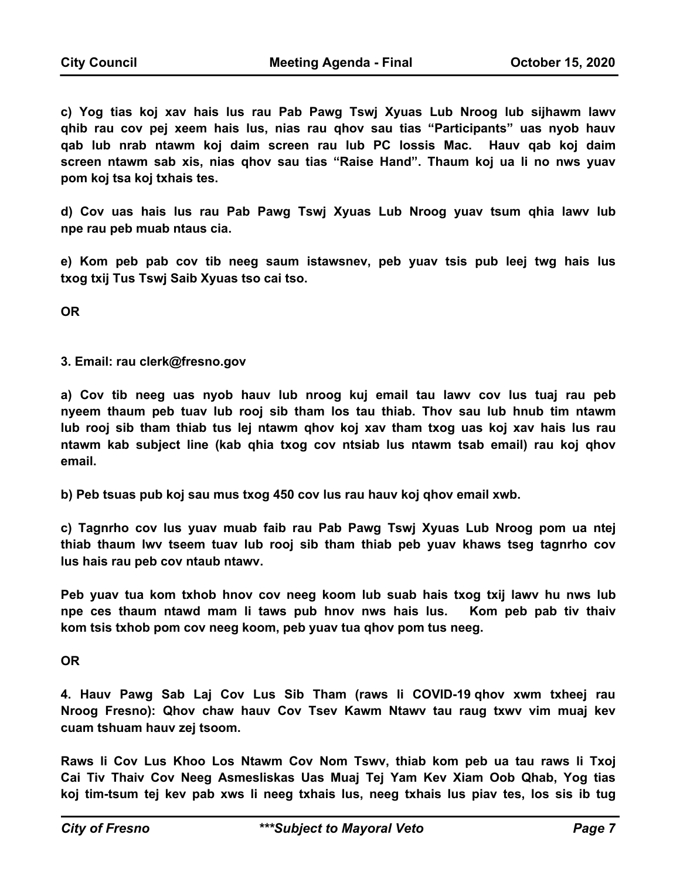**c) Yog tias koj xav hais lus rau Pab Pawg Tswj Xyuas Lub Nroog lub sijhawm lawv qhib rau cov pej xeem hais lus, nias rau qhov sau tias "Participants" uas nyob hauv qab lub nrab ntawm koj daim screen rau lub PC lossis Mac. Hauv qab koj daim screen ntawm sab xis, nias qhov sau tias "Raise Hand". Thaum koj ua li no nws yuav pom koj tsa koj txhais tes.**

**d) Cov uas hais lus rau Pab Pawg Tswj Xyuas Lub Nroog yuav tsum qhia lawv lub npe rau peb muab ntaus cia.**

**e) Kom peb pab cov tib neeg saum istawsnev, peb yuav tsis pub leej twg hais lus txog txij Tus Tswj Saib Xyuas tso cai tso.**

**OR**

**3. Email: rau clerk@fresno.gov**

**a) Cov tib neeg uas nyob hauv lub nroog kuj email tau lawv cov lus tuaj rau peb nyeem thaum peb tuav lub rooj sib tham los tau thiab. Thov sau lub hnub tim ntawm lub rooj sib tham thiab tus lej ntawm qhov koj xav tham txog uas koj xav hais lus rau ntawm kab subject line (kab qhia txog cov ntsiab lus ntawm tsab email) rau koj qhov email.**

**b) Peb tsuas pub koj sau mus txog 450 cov lus rau hauv koj qhov email xwb.**

**c) Tagnrho cov lus yuav muab faib rau Pab Pawg Tswj Xyuas Lub Nroog pom ua ntej thiab thaum lwv tseem tuav lub rooj sib tham thiab peb yuav khaws tseg tagnrho cov lus hais rau peb cov ntaub ntawv.**

**Peb yuav tua kom txhob hnov cov neeg koom lub suab hais txog txij lawv hu nws lub npe ces thaum ntawd mam li taws pub hnov nws hais lus. Kom peb pab tiv thaiv kom tsis txhob pom cov neeg koom, peb yuav tua qhov pom tus neeg.**

**OR**

**4. Hauv Pawg Sab Laj Cov Lus Sib Tham (raws li COVID-19 qhov xwm txheej rau Nroog Fresno): Qhov chaw hauv Cov Tsev Kawm Ntawv tau raug txwv vim muaj kev cuam tshuam hauv zej tsoom.**

**Raws li Cov Lus Khoo Los Ntawm Cov Nom Tswv, thiab kom peb ua tau raws li Txoj Cai Tiv Thaiv Cov Neeg Asmesliskas Uas Muaj Tej Yam Kev Xiam Oob Qhab, Yog tias koj tim-tsum tej kev pab xws li neeg txhais lus, neeg txhais lus piav tes, los sis ib tug**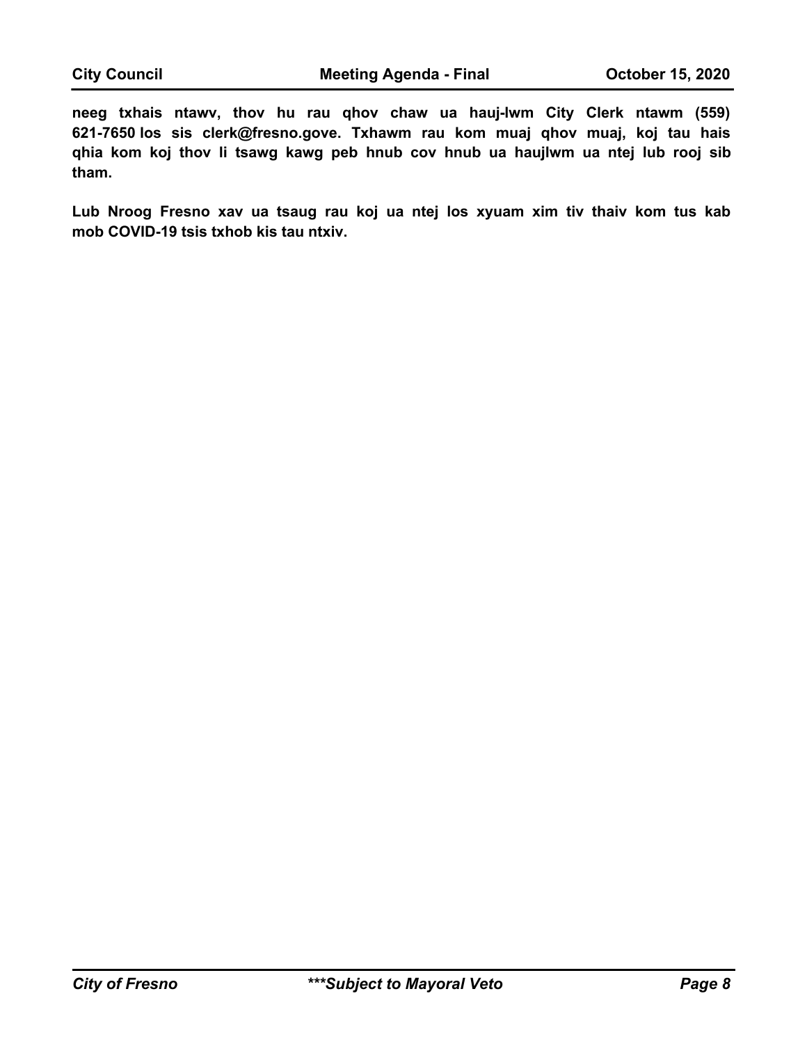**neeg txhais ntawv, thov hu rau qhov chaw ua hauj-lwm City Clerk ntawm (559) 621-7650 los sis clerk@fresno.gove. Txhawm rau kom muaj qhov muaj, koj tau hais qhia kom koj thov li tsawg kawg peb hnub cov hnub ua haujlwm ua ntej lub rooj sib tham.**

**Lub Nroog Fresno xav ua tsaug rau koj ua ntej los xyuam xim tiv thaiv kom tus kab mob COVID-19 tsis txhob kis tau ntxiv.**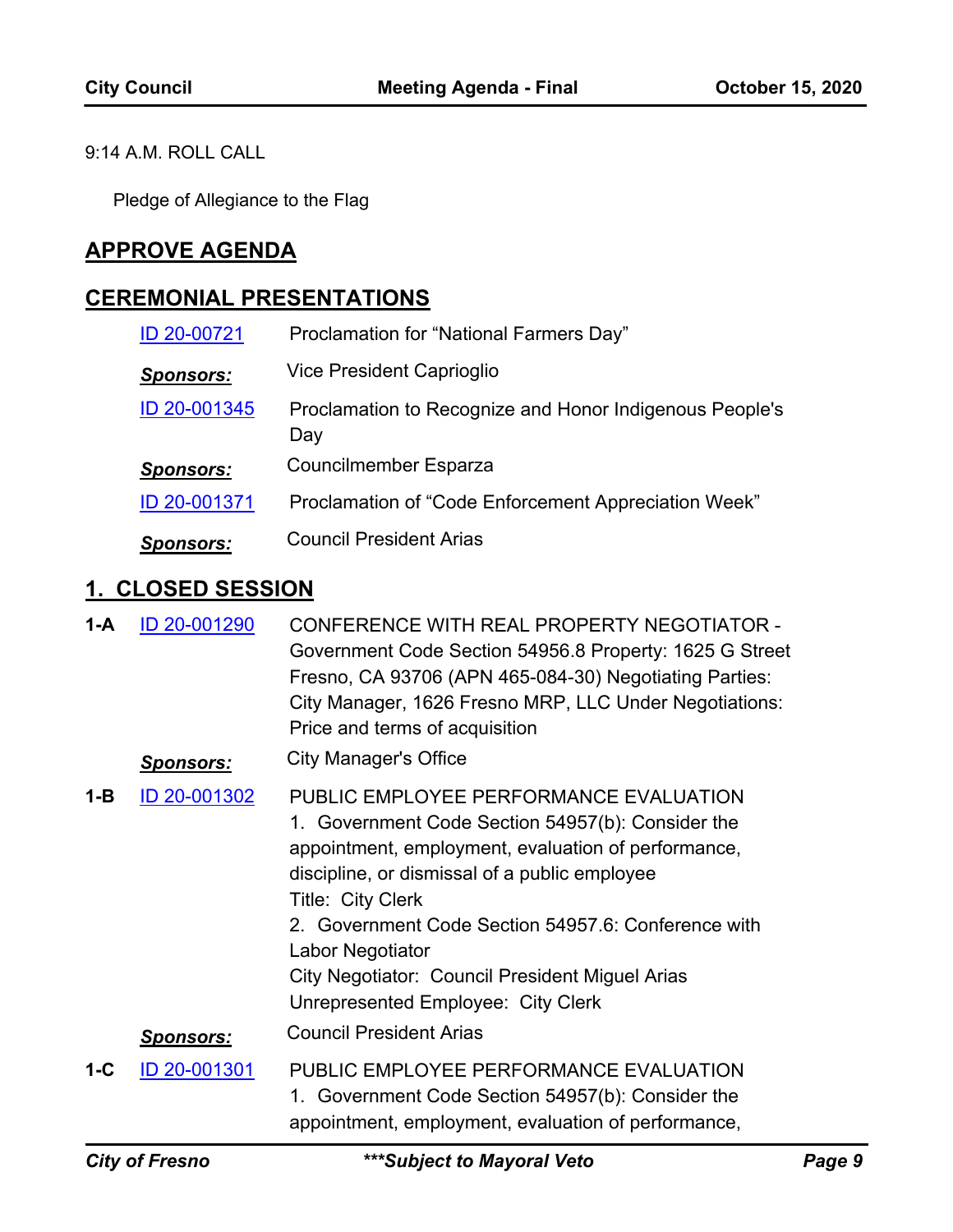9:14 A.M. ROLL CALL

Pledge of Allegiance to the Flag

## APPROVE AGENDA

## CEREMONIAL PRESENTATIONS

ID 20-00721 Proclamation for “National Farmers Day”

***Sponsors:*** Vice President Caprioglio

ID 20-001345 Proclamation to Recognize and Honor Indigenous People's Day

***Sponsors:*** Councilmember Esparza

ID 20-001371 Proclamation of “Code Enforcement Appreciation Week”

***Sponsors:*** Council President Arias

## 1. CLOSED SESSION

**1-A** ID 20-001290 CONFERENCE WITH REAL PROPERTY NEGOTIATOR - Government Code Section 54956.8 Property: 1625 G Street Fresno, CA 93706 (APN 465-084-30) Negotiating Parties: City Manager, 1626 Fresno MRP, LLC Under Negotiations: Price and terms of acquisition

***Sponsors:*** City Manager's Office

**1-B** ID 20-001302 PUBLIC EMPLOYEE PERFORMANCE EVALUATION

1. Government Code Section 54957(b): Consider the appointment, employment, evaluation of performance, discipline, or dismissal of a public employee
Title: City Clerk
2. Government Code Section 54957.6: Conference with Labor Negotiator
City Negotiator: Council President Miguel Arias
Unrepresented Employee: City Clerk

***Sponsors:*** Council President Arias

**1-C** ID 20-001301 PUBLIC EMPLOYEE PERFORMANCE EVALUATION

1. Government Code Section 54957(b): Consider the appointment, employment, evaluation of performance,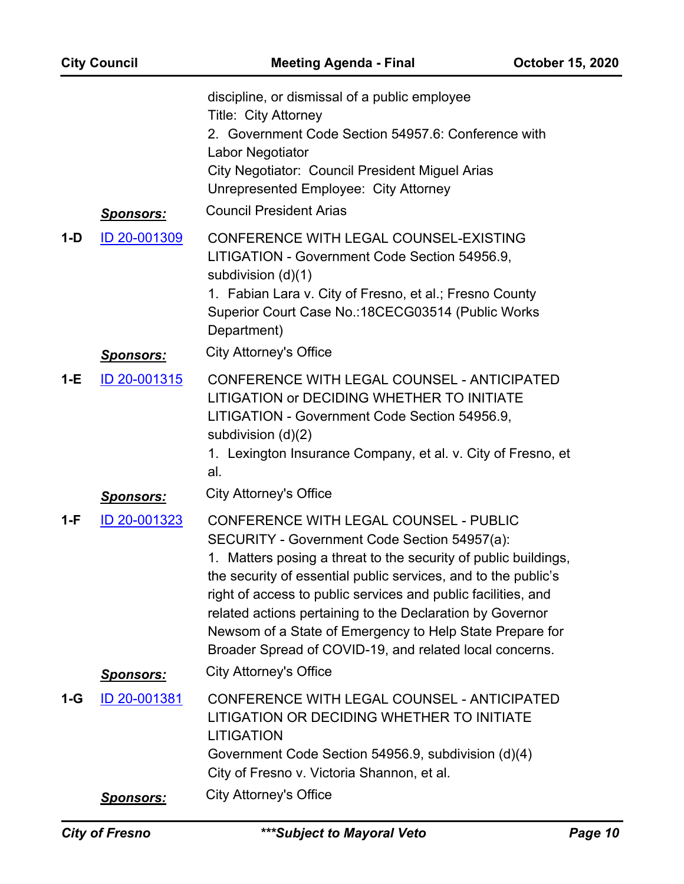discipline, or dismissal of a public employee
Title: City Attorney
2. Government Code Section 54957.6: Conference with Labor Negotiator
City Negotiator: Council President Miguel Arias
Unrepresented Employee: City Attorney

***Sponsors:*** Council President Arias

**1-D** [ID 20-001309]

CONFERENCE WITH LEGAL COUNSEL-EXISTING LITIGATION - Government Code Section 54956.9, subdivision (d)(1)
1. Fabian Lara v. City of Fresno, et al.; Fresno County Superior Court Case No.:18CECG03514 (Public Works Department)

***Sponsors:*** City Attorney's Office

**1-E** [ID 20-001315]

CONFERENCE WITH LEGAL COUNSEL - ANTICIPATED LITIGATION or DECIDING WHETHER TO INITIATE LITIGATION - Government Code Section 54956.9, subdivision (d)(2)
1. Lexington Insurance Company, et al. v. City of Fresno, et al.

***Sponsors:*** City Attorney's Office

**1-F** [ID 20-001323]

CONFERENCE WITH LEGAL COUNSEL - PUBLIC SECURITY - Government Code Section 54957(a):
1. Matters posing a threat to the security of public buildings, the security of essential public services, and to the public's right of access to public services and public facilities, and related actions pertaining to the Declaration by Governor Newsom of a State of Emergency to Help State Prepare for Broader Spread of COVID-19, and related local concerns.

***Sponsors:*** City Attorney's Office

**1-G** [ID 20-001381]

CONFERENCE WITH LEGAL COUNSEL - ANTICIPATED LITIGATION OR DECIDING WHETHER TO INITIATE LITIGATION
Government Code Section 54956.9, subdivision (d)(4)
City of Fresno v. Victoria Shannon, et al.

***Sponsors:*** City Attorney's Office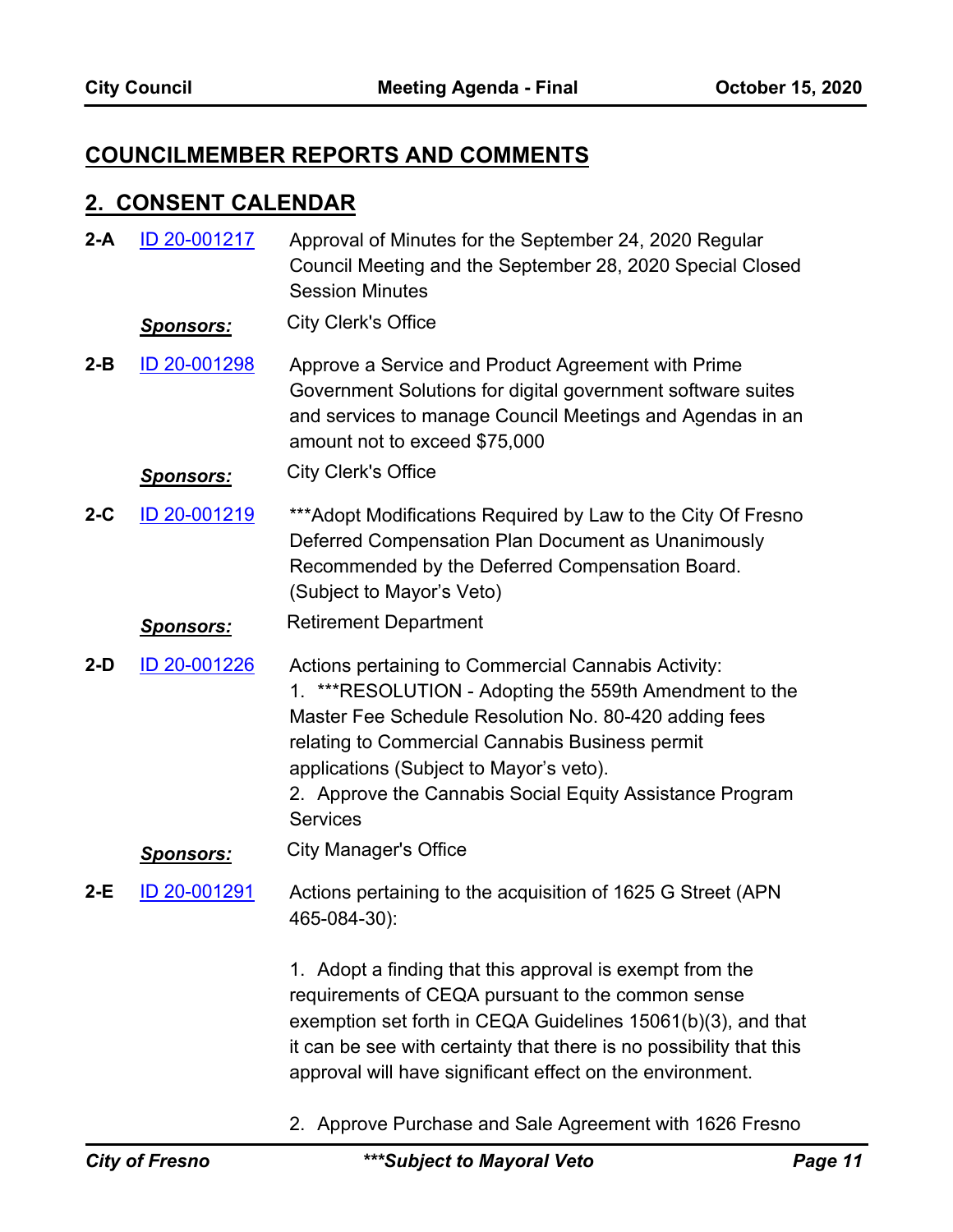## COUNCILMEMBER REPORTS AND COMMENTS

## 2. CONSENT CALENDAR

**2-A** [ID 20-001217](#) Approval of Minutes for the September 24, 2020 Regular Council Meeting and the September 28, 2020 Special Closed Session Minutes

***Sponsors:*** City Clerk's Office

**2-B** [ID 20-001298](#) Approve a Service and Product Agreement with Prime Government Solutions for digital government software suites and services to manage Council Meetings and Agendas in an amount not to exceed $75,000

***Sponsors:*** City Clerk's Office

**2-C** [ID 20-001219](#) ***Adopt Modifications Required by Law to the City Of Fresno Deferred Compensation Plan Document as Unanimously Recommended by the Deferred Compensation Board. (Subject to Mayor's Veto)

***Sponsors:*** Retirement Department

**2-D** [ID 20-001226](#) Actions pertaining to Commercial Cannabis Activity:

1. ***RESOLUTION - Adopting the 559th Amendment to the Master Fee Schedule Resolution No. 80-420 adding fees relating to Commercial Cannabis Business permit applications (Subject to Mayor's veto).
2. Approve the Cannabis Social Equity Assistance Program Services

***Sponsors:*** City Manager's Office

**2-E** [ID 20-001291](#) Actions pertaining to the acquisition of 1625 G Street (APN 465-084-30):

1. Adopt a finding that this approval is exempt from the requirements of CEQA pursuant to the common sense exemption set forth in CEQA Guidelines 15061(b)(3), and that it can be see with certainty that there is no possibility that this approval will have significant effect on the environment.

2. Approve Purchase and Sale Agreement with 1626 Fresno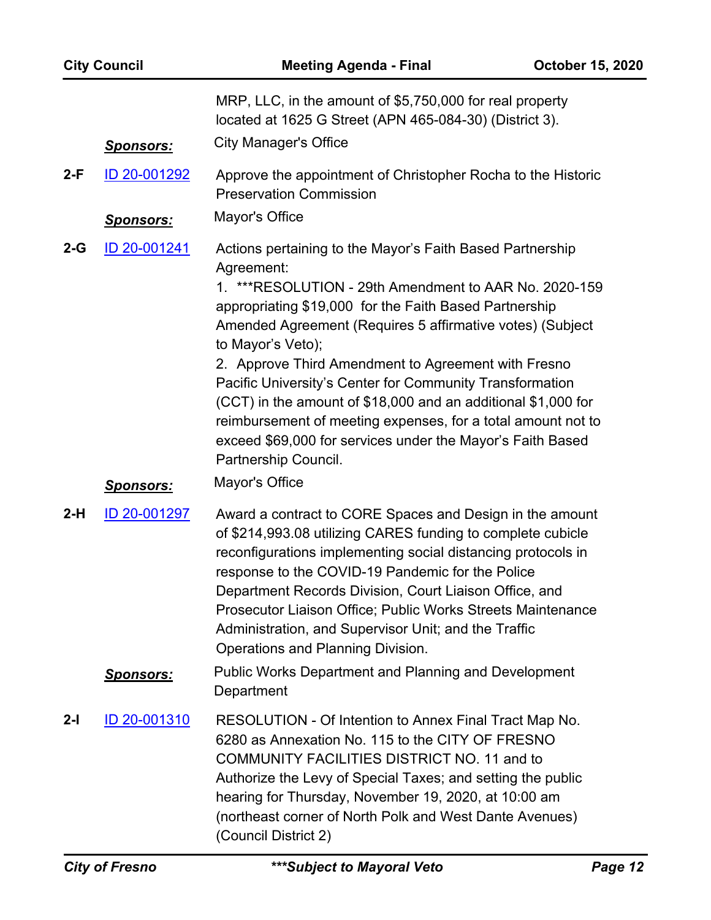MRP, LLC, in the amount of $5,750,000 for real property located at 1625 G Street (APN 465-084-30) (District 3).

***Sponsors:*** City Manager's Office

**2-F** [ID 20-001292](ID 20-001292)

Approve the appointment of Christopher Rocha to the Historic Preservation Commission

***Sponsors:*** Mayor's Office

**2-G** [ID 20-001241](ID 20-001241)

Actions pertaining to the Mayor's Faith Based Partnership Agreement:

1. ***RESOLUTION - 29th Amendment to AAR No. 2020-159 appropriating $19,000 for the Faith Based Partnership Amended Agreement (Requires 5 affirmative votes) (Subject to Mayor's Veto);
2. Approve Third Amendment to Agreement with Fresno Pacific University's Center for Community Transformation (CCT) in the amount of $18,000 and an additional $1,000 for reimbursement of meeting expenses, for a total amount not to exceed $69,000 for services under the Mayor's Faith Based Partnership Council.

***Sponsors:*** Mayor's Office

**2-H** [ID 20-001297](ID 20-001297)

Award a contract to CORE Spaces and Design in the amount of $214,993.08 utilizing CARES funding to complete cubicle reconfigurations implementing social distancing protocols in response to the COVID-19 Pandemic for the Police Department Records Division, Court Liaison Office, and Prosecutor Liaison Office; Public Works Streets Maintenance Administration, and Supervisor Unit; and the Traffic Operations and Planning Division.

***Sponsors:*** Public Works Department and Planning and Development Department

**2-I** [ID 20-001310](ID 20-001310)

RESOLUTION - Of Intention to Annex Final Tract Map No. 6280 as Annexation No. 115 to the CITY OF FRESNO COMMUNITY FACILITIES DISTRICT NO. 11 and to Authorize the Levy of Special Taxes; and setting the public hearing for Thursday, November 19, 2020, at 10:00 am (northeast corner of North Polk and West Dante Avenues) (Council District 2)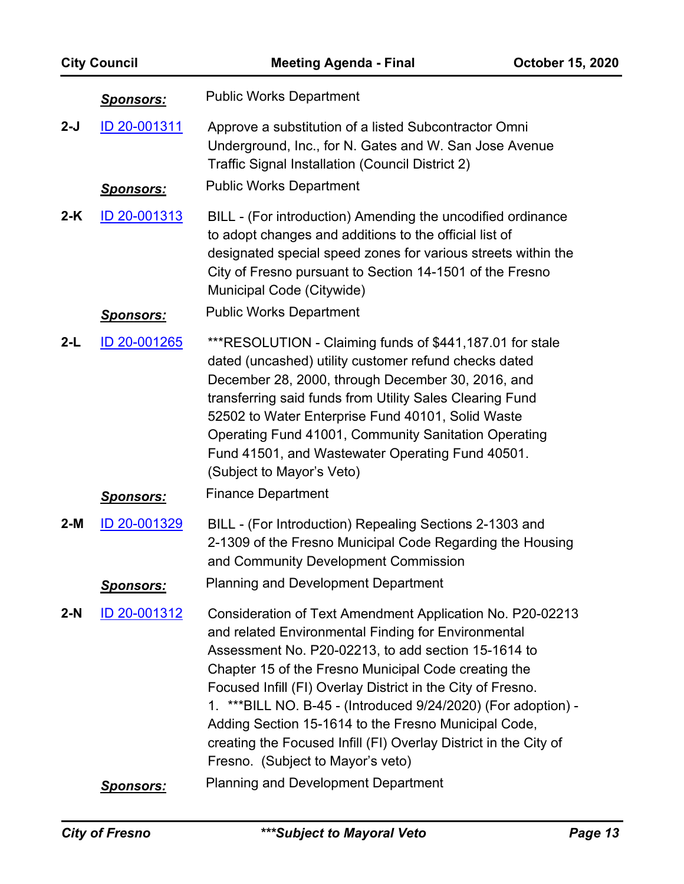***Sponsors:*** Public Works Department

**2-J** [ID 20-001311](#) Approve a substitution of a listed Subcontractor Omni Underground, Inc., for N. Gates and W. San Jose Avenue Traffic Signal Installation (Council District 2)

***Sponsors:*** Public Works Department

**2-K** [ID 20-001313](#) BILL - (For introduction) Amending the uncodified ordinance to adopt changes and additions to the official list of designated special speed zones for various streets within the City of Fresno pursuant to Section 14-1501 of the Fresno Municipal Code (Citywide)

***Sponsors:*** Public Works Department

**2-L** [ID 20-001265](#) ***RESOLUTION - Claiming funds of $441,187.01 for stale dated (uncashed) utility customer refund checks dated December 28, 2000, through December 30, 2016, and transferring said funds from Utility Sales Clearing Fund 52502 to Water Enterprise Fund 40101, Solid Waste Operating Fund 41001, Community Sanitation Operating Fund 41501, and Wastewater Operating Fund 40501. (Subject to Mayor's Veto)

***Sponsors:*** Finance Department

**2-M** [ID 20-001329](#) BILL - (For Introduction) Repealing Sections 2-1303 and 2-1309 of the Fresno Municipal Code Regarding the Housing and Community Development Commission

***Sponsors:*** Planning and Development Department

**2-N** [ID 20-001312](#) Consideration of Text Amendment Application No. P20-02213 and related Environmental Finding for Environmental Assessment No. P20-02213, to add section 15-1614 to Chapter 15 of the Fresno Municipal Code creating the Focused Infill (FI) Overlay District in the City of Fresno.

1. ***BILL NO. B-45 - (Introduced 9/24/2020) (For adoption) - Adding Section 15-1614 to the Fresno Municipal Code, creating the Focused Infill (FI) Overlay District in the City of Fresno. (Subject to Mayor's veto)

***Sponsors:*** Planning and Development Department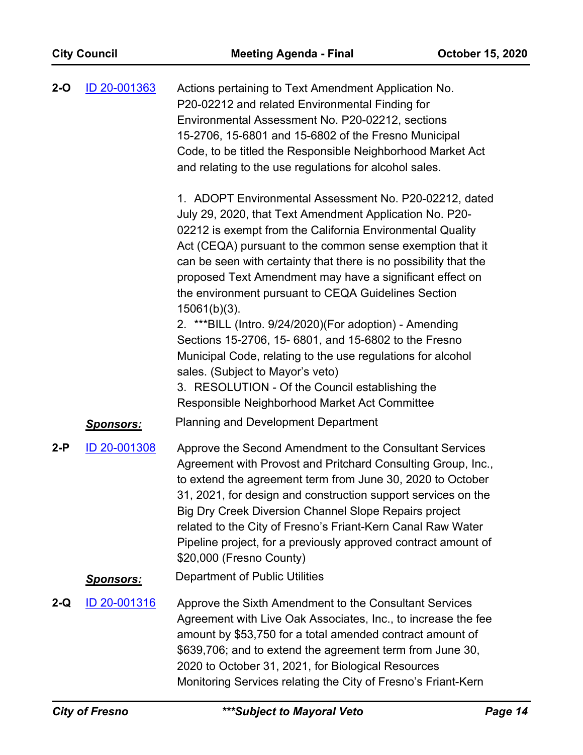**2-O** ID 20-001363

Actions pertaining to Text Amendment Application No. P20-02212 and related Environmental Finding for Environmental Assessment No. P20-02212, sections 15-2706, 15-6801 and 15-6802 of the Fresno Municipal Code, to be titled the Responsible Neighborhood Market Act and relating to the use regulations for alcohol sales.

1. ADOPT Environmental Assessment No. P20-02212, dated July 29, 2020, that Text Amendment Application No. P20-02212 is exempt from the California Environmental Quality Act (CEQA) pursuant to the common sense exemption that it can be seen with certainty that there is no possibility that the proposed Text Amendment may have a significant effect on the environment pursuant to CEQA Guidelines Section 15061(b)(3).
2. ***BILL (Intro. 9/24/2020)(For adoption) - Amending Sections 15-2706, 15- 6801, and 15-6802 to the Fresno Municipal Code, relating to the use regulations for alcohol sales. (Subject to Mayor's veto)
3. RESOLUTION - Of the Council establishing the Responsible Neighborhood Market Act Committee

***Sponsors:*** Planning and Development Department

**2-P** ID 20-001308

Approve the Second Amendment to the Consultant Services Agreement with Provost and Pritchard Consulting Group, Inc., to extend the agreement term from June 30, 2020 to October 31, 2021, for design and construction support services on the Big Dry Creek Diversion Channel Slope Repairs project related to the City of Fresno's Friant-Kern Canal Raw Water Pipeline project, for a previously approved contract amount of $20,000 (Fresno County)

***Sponsors:*** Department of Public Utilities

**2-Q** ID 20-001316

Approve the Sixth Amendment to the Consultant Services Agreement with Live Oak Associates, Inc., to increase the fee amount by $53,750 for a total amended contract amount of $639,706; and to extend the agreement term from June 30, 2020 to October 31, 2021, for Biological Resources Monitoring Services relating the City of Fresno's Friant-Kern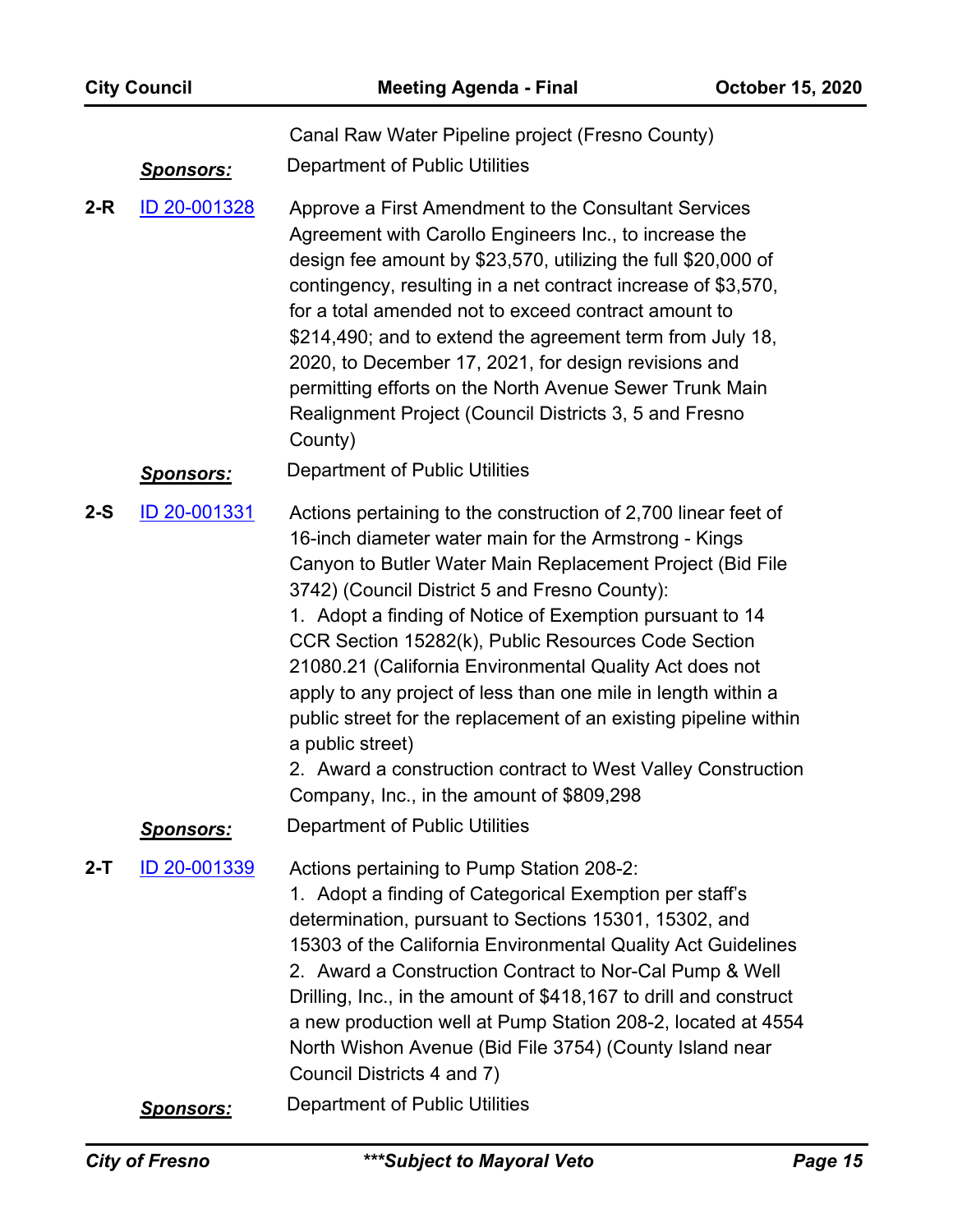Canal Raw Water Pipeline project (Fresno County)

***Sponsors:*** Department of Public Utilities

**2-R** ID 20-001328

Approve a First Amendment to the Consultant Services Agreement with Carollo Engineers Inc., to increase the design fee amount by $23,570, utilizing the full $20,000 of contingency, resulting in a net contract increase of $3,570, for a total amended not to exceed contract amount to $214,490; and to extend the agreement term from July 18, 2020, to December 17, 2021, for design revisions and permitting efforts on the North Avenue Sewer Trunk Main Realignment Project (Council Districts 3, 5 and Fresno County)

***Sponsors:*** Department of Public Utilities

**2-S** ID 20-001331

Actions pertaining to the construction of 2,700 linear feet of 16-inch diameter water main for the Armstrong - Kings Canyon to Butler Water Main Replacement Project (Bid File 3742) (Council District 5 and Fresno County):

1. Adopt a finding of Notice of Exemption pursuant to 14 CCR Section 15282(k), Public Resources Code Section 21080.21 (California Environmental Quality Act does not apply to any project of less than one mile in length within a public street for the replacement of an existing pipeline within a public street)
2. Award a construction contract to West Valley Construction Company, Inc., in the amount of $809,298

***Sponsors:*** Department of Public Utilities

**2-T** ID 20-001339

Actions pertaining to Pump Station 208-2:

1. Adopt a finding of Categorical Exemption per staff's determination, pursuant to Sections 15301, 15302, and 15303 of the California Environmental Quality Act Guidelines
2. Award a Construction Contract to Nor-Cal Pump & Well Drilling, Inc., in the amount of $418,167 to drill and construct a new production well at Pump Station 208-2, located at 4554 North Wishon Avenue (Bid File 3754) (County Island near Council Districts 4 and 7)

***Sponsors:*** Department of Public Utilities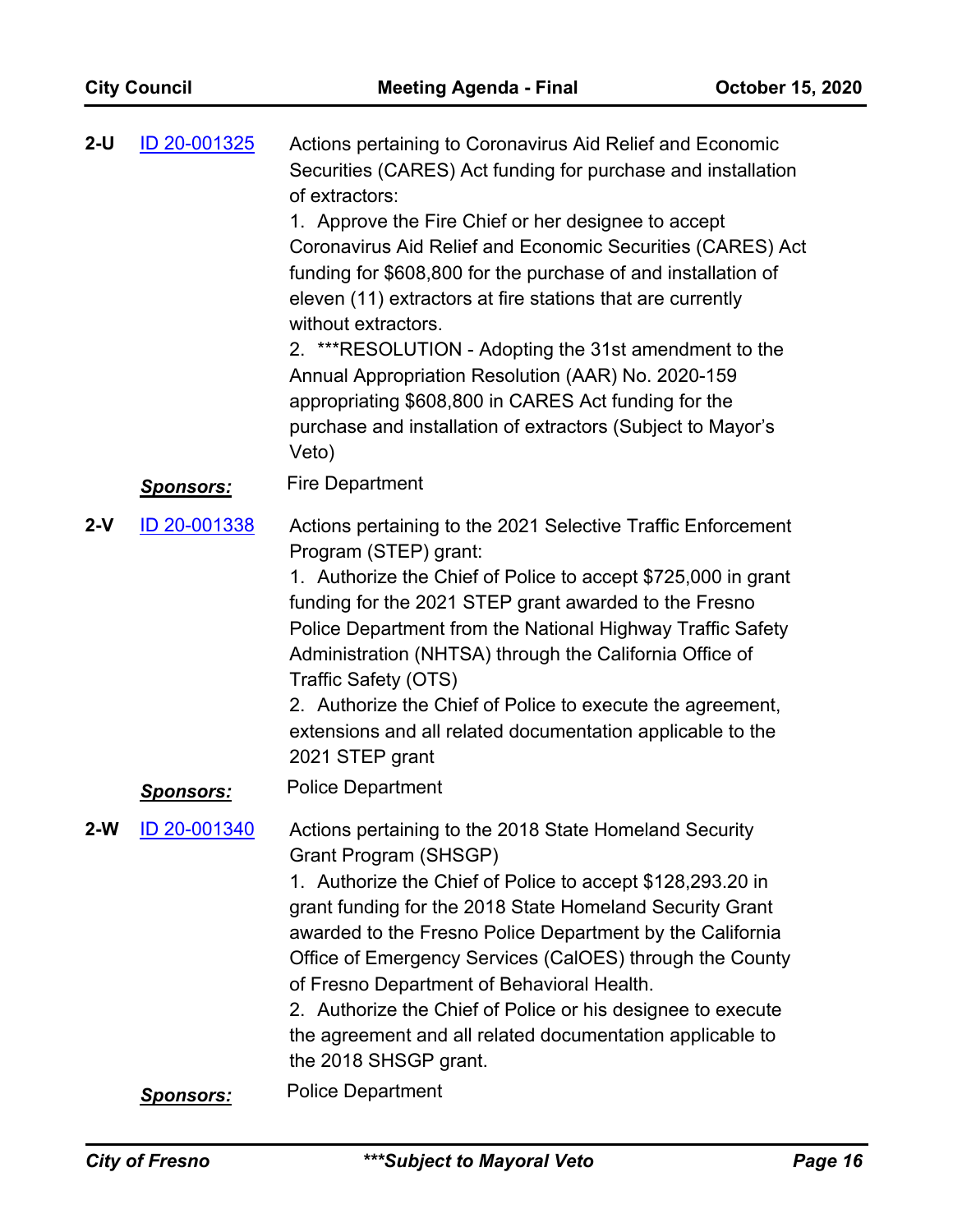**2-U** ID 20-001325

Actions pertaining to Coronavirus Aid Relief and Economic Securities (CARES) Act funding for purchase and installation of extractors:

1. Approve the Fire Chief or her designee to accept Coronavirus Aid Relief and Economic Securities (CARES) Act funding for $608,800 for the purchase of and installation of eleven (11) extractors at fire stations that are currently without extractors.
2. ***RESOLUTION - Adopting the 31st amendment to the Annual Appropriation Resolution (AAR) No. 2020-159 appropriating $608,800 in CARES Act funding for the purchase and installation of extractors (Subject to Mayor's Veto)

***Sponsors:*** Fire Department

**2-V** ID 20-001338

Actions pertaining to the 2021 Selective Traffic Enforcement Program (STEP) grant:

1. Authorize the Chief of Police to accept $725,000 in grant funding for the 2021 STEP grant awarded to the Fresno Police Department from the National Highway Traffic Safety Administration (NHTSA) through the California Office of Traffic Safety (OTS)
2. Authorize the Chief of Police to execute the agreement, extensions and all related documentation applicable to the 2021 STEP grant

***Sponsors:*** Police Department

**2-W** ID 20-001340

Actions pertaining to the 2018 State Homeland Security Grant Program (SHSGP)

1. Authorize the Chief of Police to accept $128,293.20 in grant funding for the 2018 State Homeland Security Grant awarded to the Fresno Police Department by the California Office of Emergency Services (CalOES) through the County of Fresno Department of Behavioral Health.
2. Authorize the Chief of Police or his designee to execute the agreement and all related documentation applicable to the 2018 SHSGP grant.

***Sponsors:*** Police Department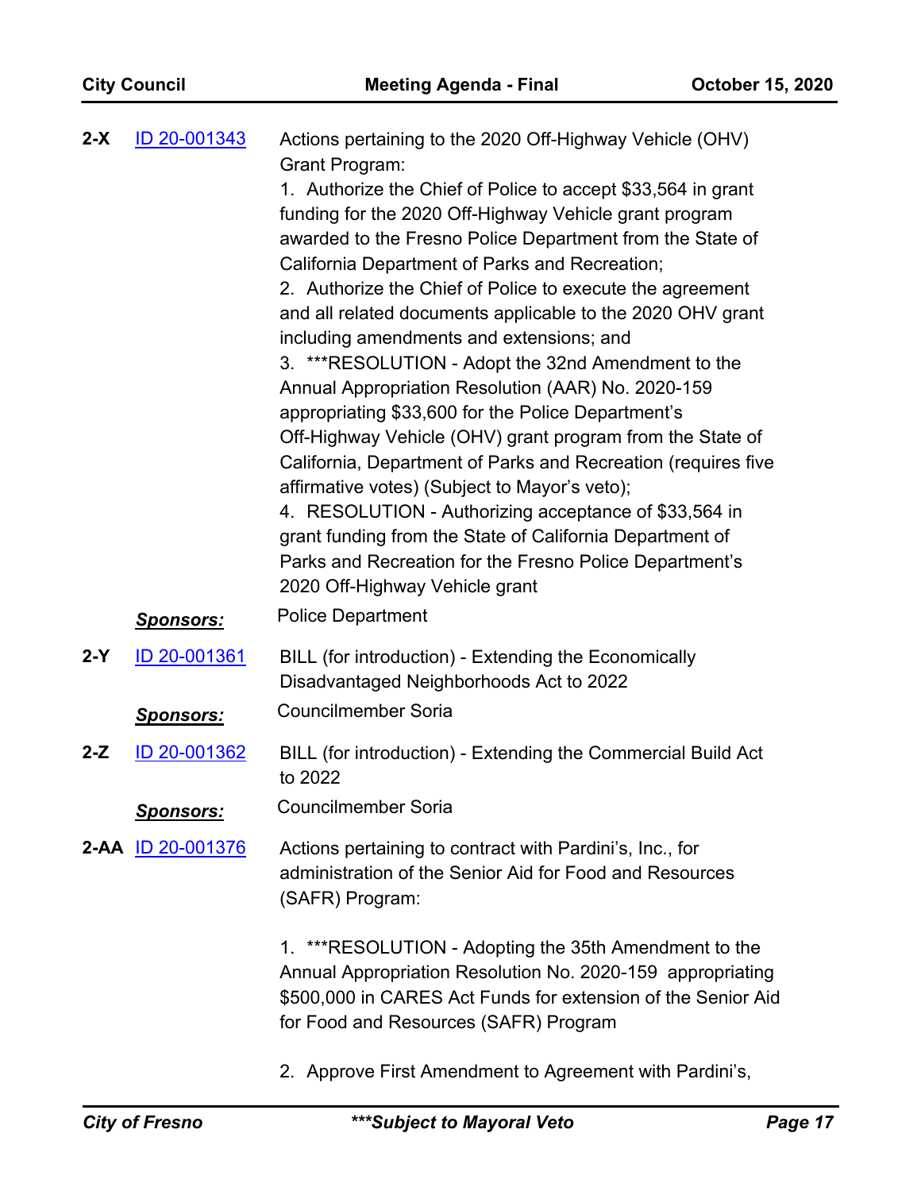**2-X** [ID 20-001343](#)

Actions pertaining to the 2020 Off-Highway Vehicle (OHV) Grant Program:

1. Authorize the Chief of Police to accept $33,564 in grant funding for the 2020 Off-Highway Vehicle grant program awarded to the Fresno Police Department from the State of California Department of Parks and Recreation;
2. Authorize the Chief of Police to execute the agreement and all related documents applicable to the 2020 OHV grant including amendments and extensions; and
3. ***RESOLUTION - Adopt the 32nd Amendment to the Annual Appropriation Resolution (AAR) No. 2020-159 appropriating $33,600 for the Police Department's Off-Highway Vehicle (OHV) grant program from the State of California, Department of Parks and Recreation (requires five affirmative votes) (Subject to Mayor's veto);
4. RESOLUTION - Authorizing acceptance of $33,564 in grant funding from the State of California Department of Parks and Recreation for the Fresno Police Department's 2020 Off-Highway Vehicle grant

***Sponsors:*** Police Department

**2-Y** [ID 20-001361](#)

BILL (for introduction) - Extending the Economically Disadvantaged Neighborhoods Act to 2022

***Sponsors:*** Councilmember Soria

**2-Z** [ID 20-001362](#)

BILL (for introduction) - Extending the Commercial Build Act to 2022

***Sponsors:*** Councilmember Soria

**2-AA** [ID 20-001376](#)

Actions pertaining to contract with Pardini's, Inc., for administration of the Senior Aid for Food and Resources (SAFR) Program:

1. ***RESOLUTION - Adopting the 35th Amendment to the Annual Appropriation Resolution No. 2020-159 appropriating $500,000 in CARES Act Funds for extension of the Senior Aid for Food and Resources (SAFR) Program

2. Approve First Amendment to Agreement with Pardini's,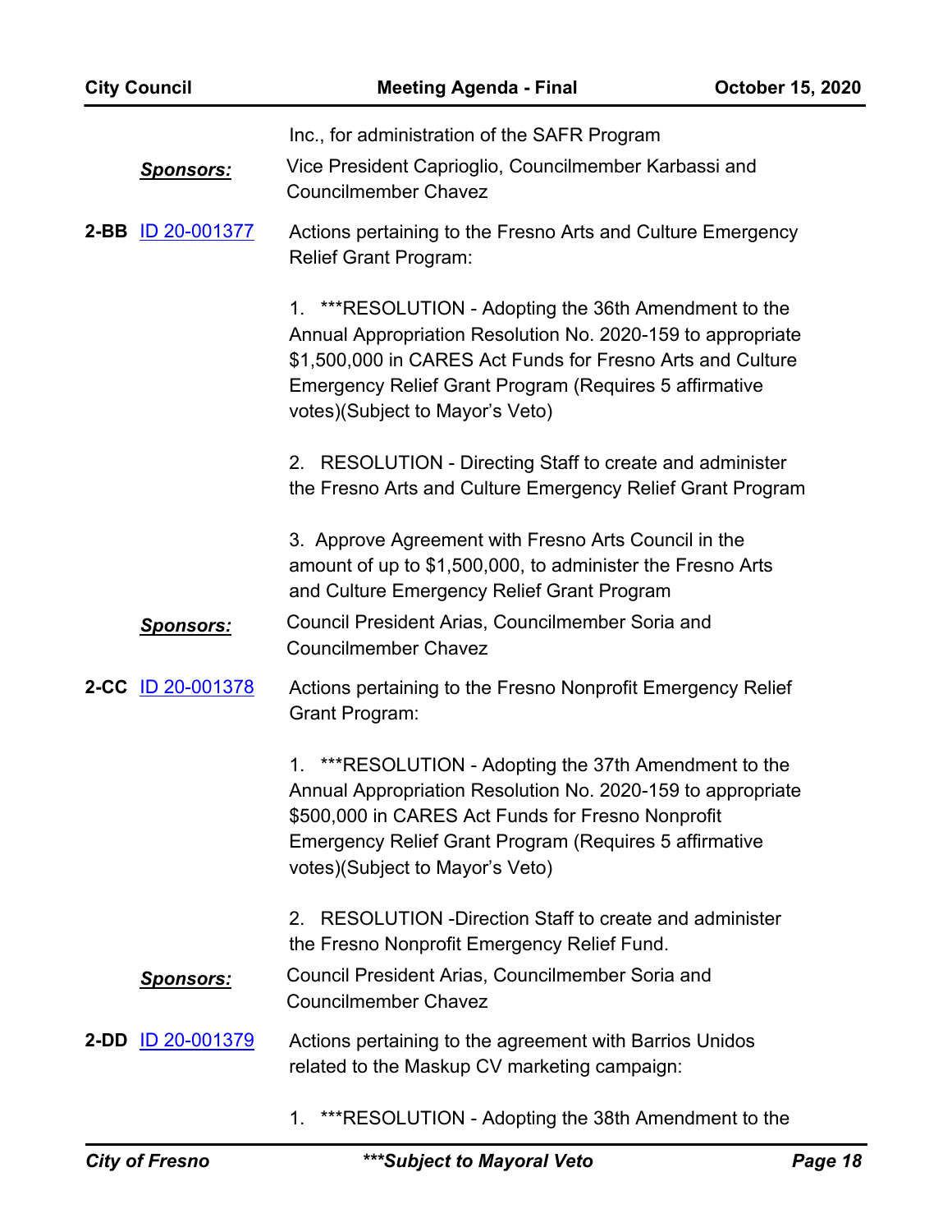Inc., for administration of the SAFR Program

***Sponsors:*** Vice President Caprioglio, Councilmember Karbassi and Councilmember Chavez

**2-BB** ID 20-001377 Actions pertaining to the Fresno Arts and Culture Emergency Relief Grant Program:

1. ***RESOLUTION - Adopting the 36th Amendment to the Annual Appropriation Resolution No. 2020-159 to appropriate $1,500,000 in CARES Act Funds for Fresno Arts and Culture Emergency Relief Grant Program (Requires 5 affirmative votes)(Subject to Mayor's Veto)

2. RESOLUTION - Directing Staff to create and administer the Fresno Arts and Culture Emergency Relief Grant Program

3. Approve Agreement with Fresno Arts Council in the amount of up to $1,500,000, to administer the Fresno Arts and Culture Emergency Relief Grant Program

***Sponsors:*** Council President Arias, Councilmember Soria and Councilmember Chavez

**2-CC** ID 20-001378 Actions pertaining to the Fresno Nonprofit Emergency Relief Grant Program:

1. ***RESOLUTION - Adopting the 37th Amendment to the Annual Appropriation Resolution No. 2020-159 to appropriate $500,000 in CARES Act Funds for Fresno Nonprofit Emergency Relief Grant Program (Requires 5 affirmative votes)(Subject to Mayor's Veto)

2. RESOLUTION -Direction Staff to create and administer the Fresno Nonprofit Emergency Relief Fund.

***Sponsors:*** Council President Arias, Councilmember Soria and Councilmember Chavez

**2-DD** ID 20-001379 Actions pertaining to the agreement with Barrios Unidos related to the Maskup CV marketing campaign:

1. ***RESOLUTION - Adopting the 38th Amendment to the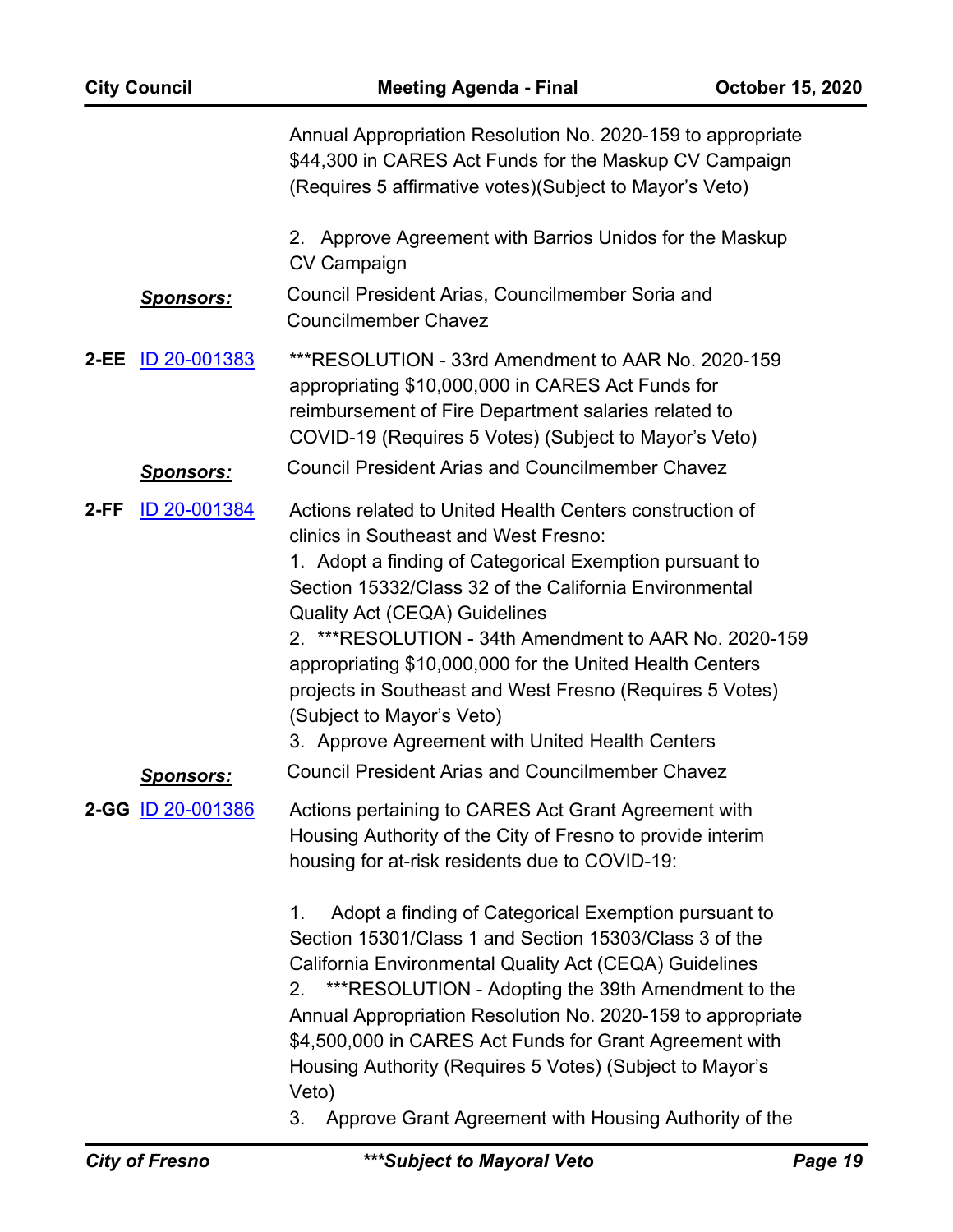Annual Appropriation Resolution No. 2020-159 to appropriate $44,300 in CARES Act Funds for the Maskup CV Campaign (Requires 5 affirmative votes)(Subject to Mayor's Veto)

2. Approve Agreement with Barrios Unidos for the Maskup CV Campaign

***Sponsors:*** Council President Arias, Councilmember Soria and Councilmember Chavez

**2-EE** ID 20-001383

***RESOLUTION - 33rd Amendment to AAR No. 2020-159 appropriating $10,000,000 in CARES Act Funds for reimbursement of Fire Department salaries related to COVID-19 (Requires 5 Votes) (Subject to Mayor's Veto)

***Sponsors:*** Council President Arias and Councilmember Chavez

**2-FF** ID 20-001384

Actions related to United Health Centers construction of clinics in Southeast and West Fresno:
1. Adopt a finding of Categorical Exemption pursuant to Section 15332/Class 32 of the California Environmental Quality Act (CEQA) Guidelines
2. ***RESOLUTION - 34th Amendment to AAR No. 2020-159 appropriating $10,000,000 for the United Health Centers projects in Southeast and West Fresno (Requires 5 Votes) (Subject to Mayor's Veto)
3. Approve Agreement with United Health Centers

***Sponsors:*** Council President Arias and Councilmember Chavez

**2-GG** ID 20-001386

Actions pertaining to CARES Act Grant Agreement with Housing Authority of the City of Fresno to provide interim housing for at-risk residents due to COVID-19:

1. Adopt a finding of Categorical Exemption pursuant to Section 15301/Class 1 and Section 15303/Class 3 of the California Environmental Quality Act (CEQA) Guidelines
2. ***RESOLUTION - Adopting the 39th Amendment to the Annual Appropriation Resolution No. 2020-159 to appropriate $4,500,000 in CARES Act Funds for Grant Agreement with Housing Authority (Requires 5 Votes) (Subject to Mayor's Veto)
3. Approve Grant Agreement with Housing Authority of the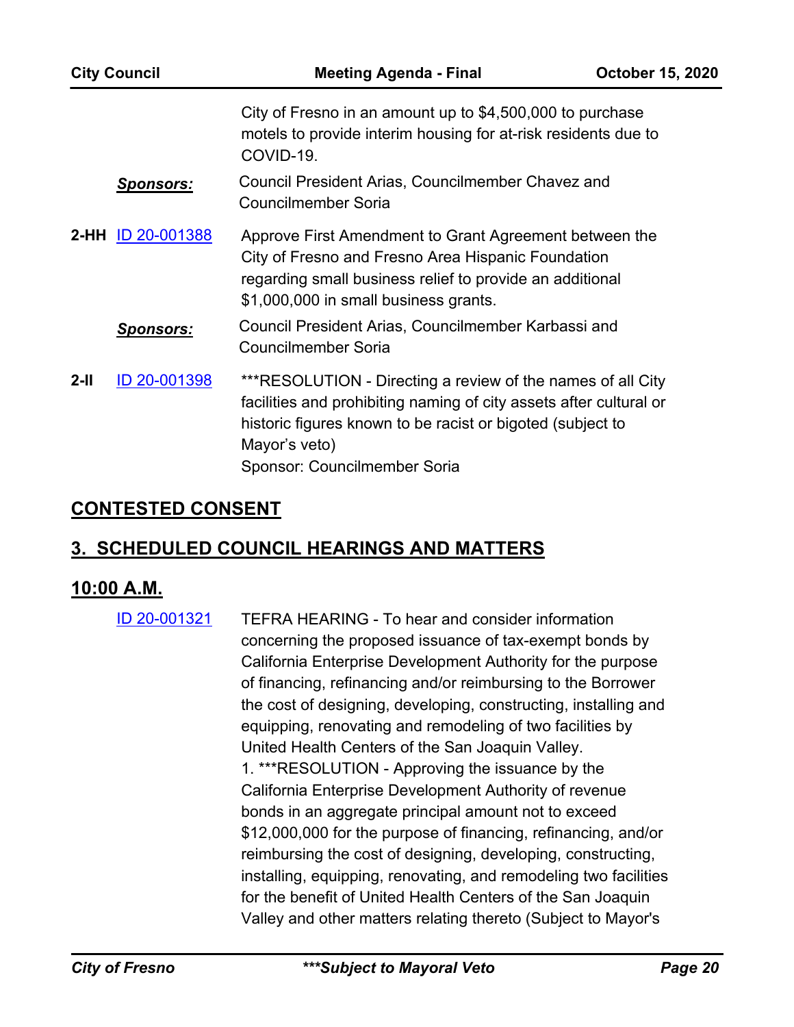City of Fresno in an amount up to $4,500,000 to purchase motels to provide interim housing for at-risk residents due to COVID-19.

***Sponsors:*** Council President Arias, Councilmember Chavez and Councilmember Soria

**2-HH** ID 20-001388 Approve First Amendment to Grant Agreement between the City of Fresno and Fresno Area Hispanic Foundation regarding small business relief to provide an additional $1,000,000 in small business grants.

***Sponsors:*** Council President Arias, Councilmember Karbassi and Councilmember Soria

**2-II** ID 20-001398 ***RESOLUTION - Directing a review of the names of all City facilities and prohibiting naming of city assets after cultural or historic figures known to be racist or bigoted (subject to Mayor's veto)
Sponsor: Councilmember Soria

## CONTESTED CONSENT

## 3. SCHEDULED COUNCIL HEARINGS AND MATTERS

### 10:00 A.M.

ID 20-001321 TEFRA HEARING - To hear and consider information concerning the proposed issuance of tax-exempt bonds by California Enterprise Development Authority for the purpose of financing, refinancing and/or reimbursing to the Borrower the cost of designing, developing, constructing, installing and equipping, renovating and remodeling of two facilities by United Health Centers of the San Joaquin Valley.
1. ***RESOLUTION - Approving the issuance by the California Enterprise Development Authority of revenue bonds in an aggregate principal amount not to exceed $12,000,000 for the purpose of financing, refinancing, and/or reimbursing the cost of designing, developing, constructing, installing, equipping, renovating, and remodeling two facilities for the benefit of United Health Centers of the San Joaquin Valley and other matters relating thereto (Subject to Mayor's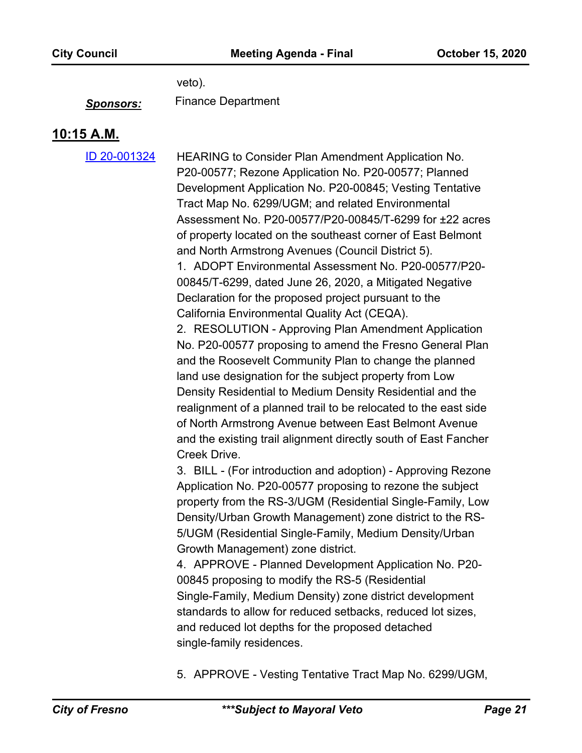veto).

***Sponsors:*** Finance Department

## 10:15 A.M.

[ID 20-001324]

HEARING to Consider Plan Amendment Application No. P20-00577; Rezone Application No. P20-00577; Planned Development Application No. P20-00845; Vesting Tentative Tract Map No. 6299/UGM; and related Environmental Assessment No. P20-00577/P20-00845/T-6299 for ±22 acres of property located on the southeast corner of East Belmont and North Armstrong Avenues (Council District 5).

1. ADOPT Environmental Assessment No. P20-00577/P20-00845/T-6299, dated June 26, 2020, a Mitigated Negative Declaration for the proposed project pursuant to the California Environmental Quality Act (CEQA).
2. RESOLUTION - Approving Plan Amendment Application No. P20-00577 proposing to amend the Fresno General Plan and the Roosevelt Community Plan to change the planned land use designation for the subject property from Low Density Residential to Medium Density Residential and the realignment of a planned trail to be relocated to the east side of North Armstrong Avenue between East Belmont Avenue and the existing trail alignment directly south of East Fancher Creek Drive.
3. BILL - (For introduction and adoption) - Approving Rezone Application No. P20-00577 proposing to rezone the subject property from the RS-3/UGM (Residential Single-Family, Low Density/Urban Growth Management) zone district to the RS-5/UGM (Residential Single-Family, Medium Density/Urban Growth Management) zone district.
4. APPROVE - Planned Development Application No. P20-00845 proposing to modify the RS-5 (Residential Single-Family, Medium Density) zone district development standards to allow for reduced setbacks, reduced lot sizes, and reduced lot depths for the proposed detached single-family residences.

5. APPROVE - Vesting Tentative Tract Map No. 6299/UGM,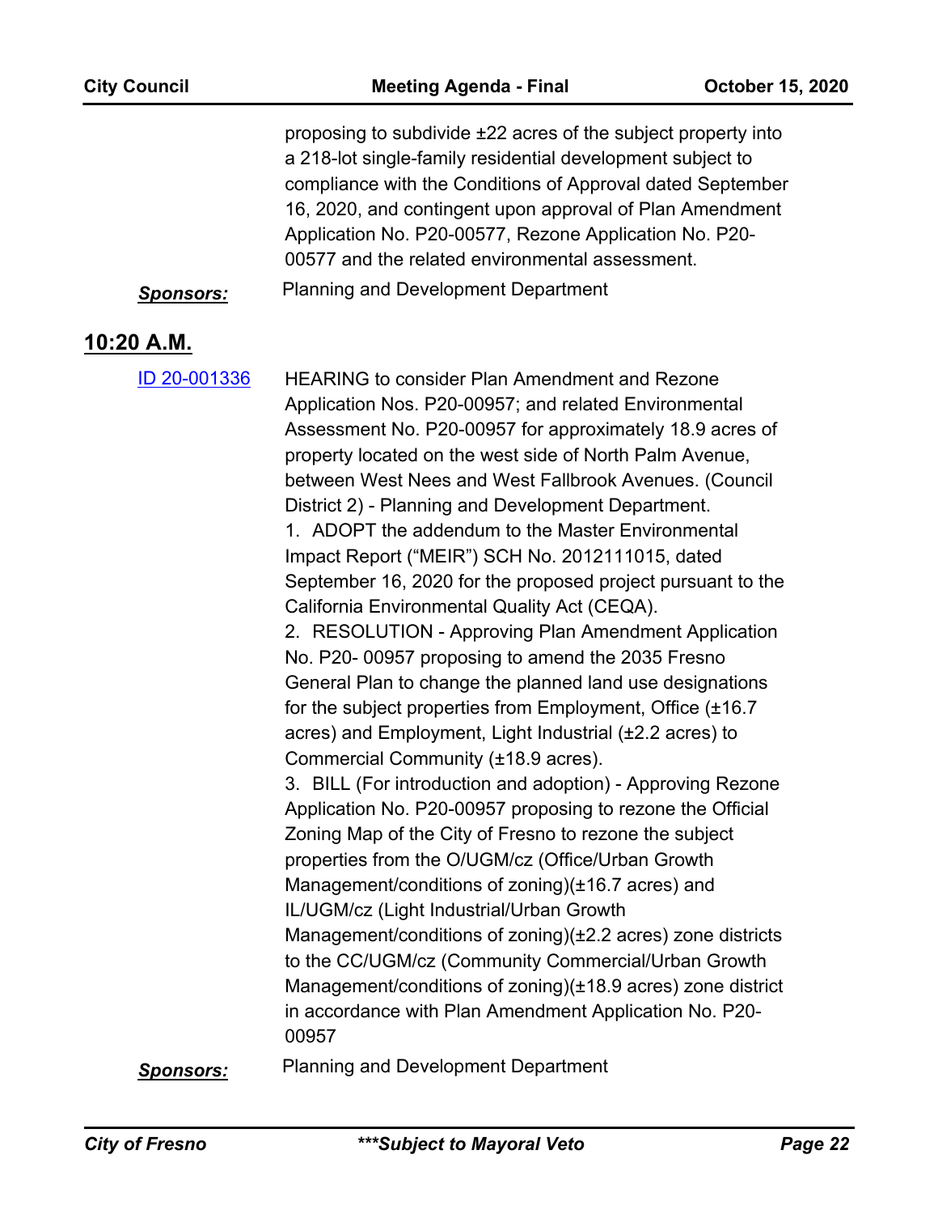proposing to subdivide ±22 acres of the subject property into a 218-lot single-family residential development subject to compliance with the Conditions of Approval dated September 16, 2020, and contingent upon approval of Plan Amendment Application No. P20-00577, Rezone Application No. P20-00577 and the related environmental assessment.

***Sponsors:*** Planning and Development Department

## 10:20 A.M.

[ID 20-001336](ID 20-001336) HEARING to consider Plan Amendment and Rezone Application Nos. P20-00957; and related Environmental Assessment No. P20-00957 for approximately 18.9 acres of property located on the west side of North Palm Avenue, between West Nees and West Fallbrook Avenues. (Council District 2) - Planning and Development Department.

1. ADOPT the addendum to the Master Environmental Impact Report ("MEIR") SCH No. 2012111015, dated September 16, 2020 for the proposed project pursuant to the California Environmental Quality Act (CEQA).
2. RESOLUTION - Approving Plan Amendment Application No. P20- 00957 proposing to amend the 2035 Fresno General Plan to change the planned land use designations for the subject properties from Employment, Office (±16.7 acres) and Employment, Light Industrial (±2.2 acres) to Commercial Community (±18.9 acres).
3. BILL (For introduction and adoption) - Approving Rezone Application No. P20-00957 proposing to rezone the Official Zoning Map of the City of Fresno to rezone the subject properties from the O/UGM/cz (Office/Urban Growth Management/conditions of zoning)(±16.7 acres) and IL/UGM/cz (Light Industrial/Urban Growth Management/conditions of zoning)(±2.2 acres) zone districts to the CC/UGM/cz (Community Commercial/Urban Growth Management/conditions of zoning)(±18.9 acres) zone district in accordance with Plan Amendment Application No. P20-00957

***Sponsors:*** Planning and Development Department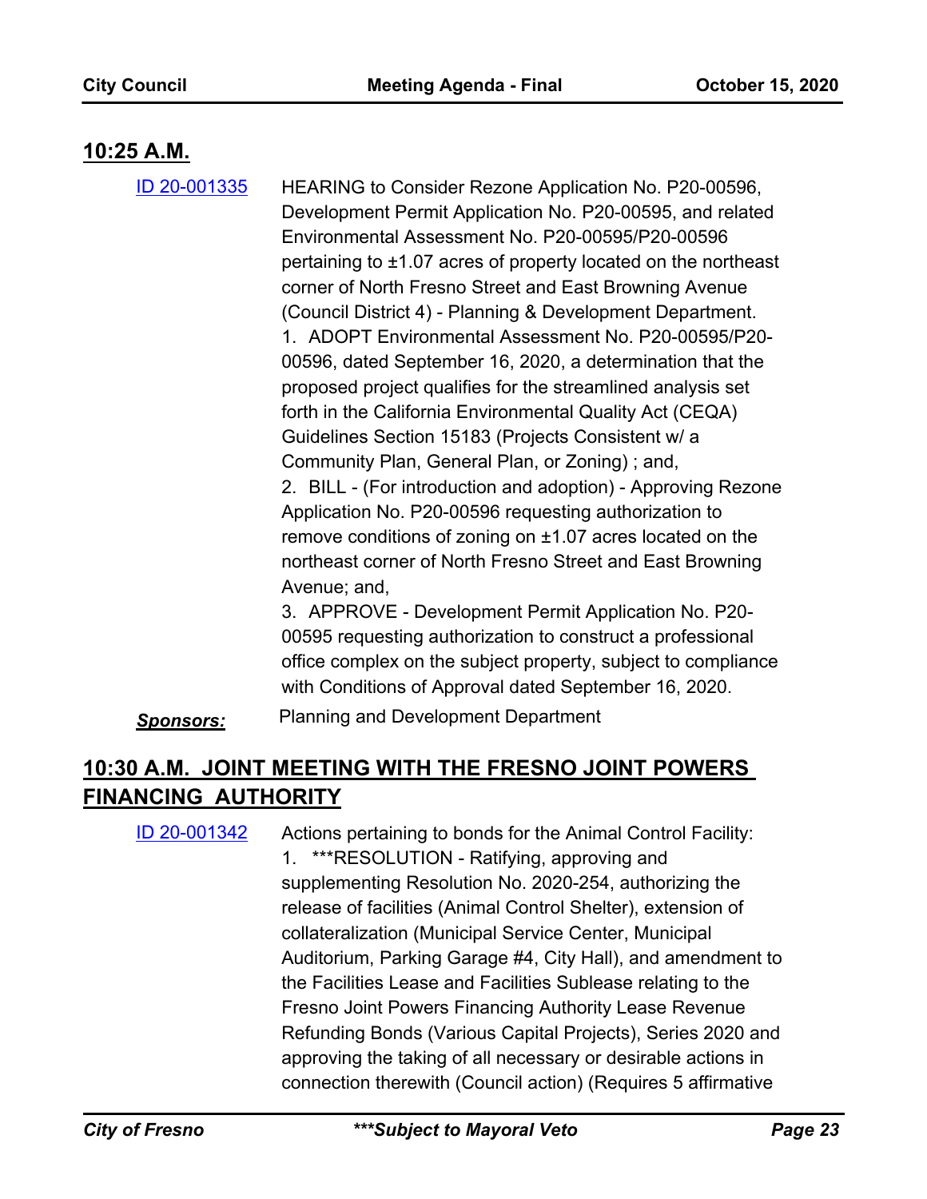## 10:25 A.M.

[ID 20-001335](#) HEARING to Consider Rezone Application No. P20-00596, Development Permit Application No. P20-00595, and related Environmental Assessment No. P20-00595/P20-00596 pertaining to ±1.07 acres of property located on the northeast corner of North Fresno Street and East Browning Avenue (Council District 4) - Planning & Development Department.

1. ADOPT Environmental Assessment No. P20-00595/P20-00596, dated September 16, 2020, a determination that the proposed project qualifies for the streamlined analysis set forth in the California Environmental Quality Act (CEQA) Guidelines Section 15183 (Projects Consistent w/ a Community Plan, General Plan, or Zoning) ; and,
2. BILL - (For introduction and adoption) - Approving Rezone Application No. P20-00596 requesting authorization to remove conditions of zoning on ±1.07 acres located on the northeast corner of North Fresno Street and East Browning Avenue; and,
3. APPROVE - Development Permit Application No. P20-00595 requesting authorization to construct a professional office complex on the subject property, subject to compliance with Conditions of Approval dated September 16, 2020.

***Sponsors:*** Planning and Development Department

## 10:30 A.M. JOINT MEETING WITH THE FRESNO JOINT POWERS FINANCING AUTHORITY

[ID 20-001342](#) Actions pertaining to bonds for the Animal Control Facility:

1. ***RESOLUTION - Ratifying, approving and supplementing Resolution No. 2020-254, authorizing the release of facilities (Animal Control Shelter), extension of collateralization (Municipal Service Center, Municipal Auditorium, Parking Garage #4, City Hall), and amendment to the Facilities Lease and Facilities Sublease relating to the Fresno Joint Powers Financing Authority Lease Revenue Refunding Bonds (Various Capital Projects), Series 2020 and approving the taking of all necessary or desirable actions in connection therewith (Council action) (Requires 5 affirmative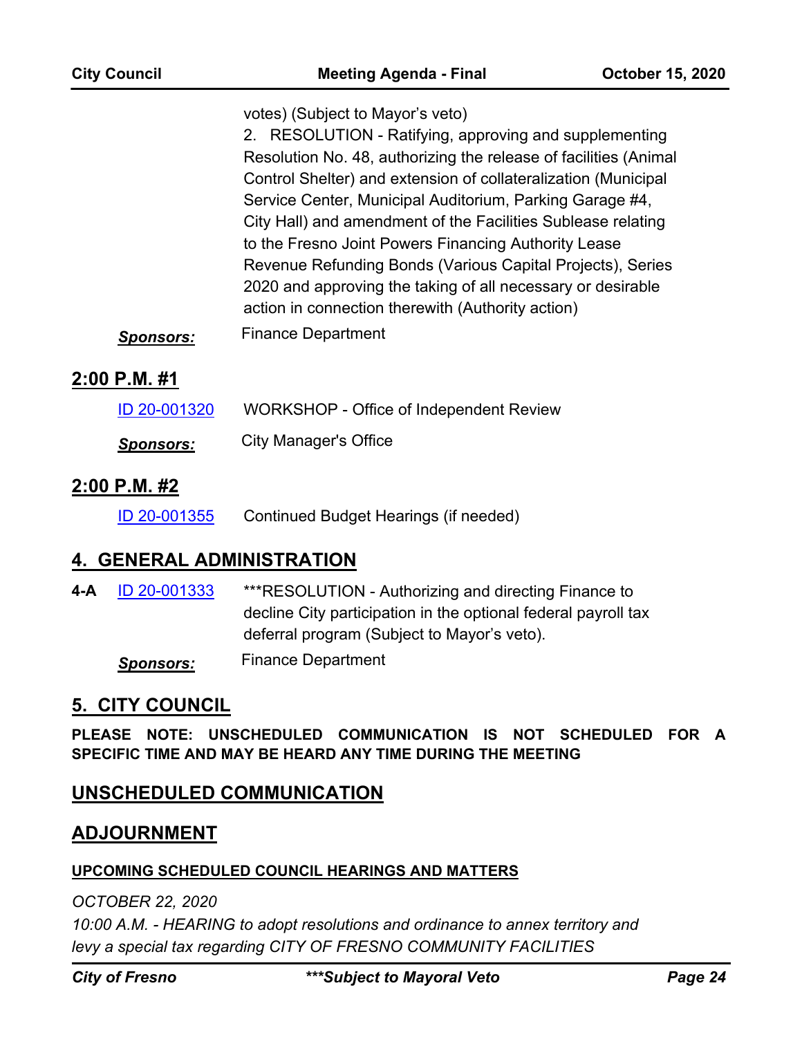votes) (Subject to Mayor's veto)
2. RESOLUTION - Ratifying, approving and supplementing Resolution No. 48, authorizing the release of facilities (Animal Control Shelter) and extension of collateralization (Municipal Service Center, Municipal Auditorium, Parking Garage #4, City Hall) and amendment of the Facilities Sublease relating to the Fresno Joint Powers Financing Authority Lease Revenue Refunding Bonds (Various Capital Projects), Series 2020 and approving the taking of all necessary or desirable action in connection therewith (Authority action)

***Sponsors:*** Finance Department

## 2:00 P.M. #1

ID 20-001320 WORKSHOP - Office of Independent Review

***Sponsors:*** City Manager's Office

## 2:00 P.M. #2

ID 20-001355 Continued Budget Hearings (if needed)

## 4. GENERAL ADMINISTRATION

**4-A** ID 20-001333 ***RESOLUTION - Authorizing and directing Finance to decline City participation in the optional federal payroll tax deferral program (Subject to Mayor's veto).

***Sponsors:*** Finance Department

## 5. CITY COUNCIL

**PLEASE NOTE: UNSCHEDULED COMMUNICATION IS NOT SCHEDULED FOR A SPECIFIC TIME AND MAY BE HEARD ANY TIME DURING THE MEETING**

## UNSCHEDULED COMMUNICATION

## ADJOURNMENT

### UPCOMING SCHEDULED COUNCIL HEARINGS AND MATTERS

*OCTOBER 22, 2020*
*10:00 A.M. - HEARING to adopt resolutions and ordinance to annex territory and levy a special tax regarding CITY OF FRESNO COMMUNITY FACILITIES*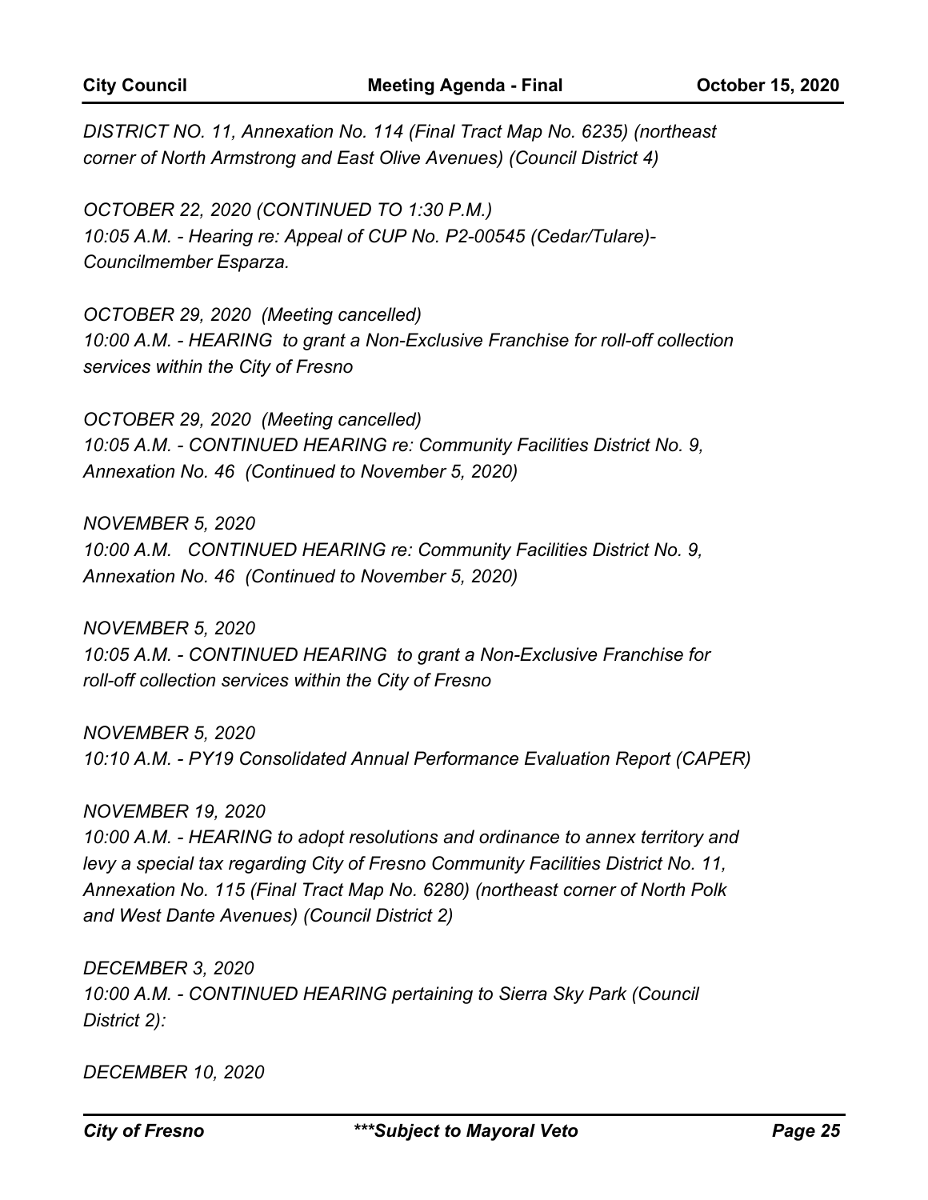*DISTRICT NO. 11, Annexation No. 114 (Final Tract Map No. 6235) (northeast corner of North Armstrong and East Olive Avenues) (Council District 4)*

*OCTOBER 22, 2020 (CONTINUED TO 1:30 P.M.)*
*10:05 A.M. - Hearing re: Appeal of CUP No. P2-00545 (Cedar/Tulare)- Councilmember Esparza.*

*OCTOBER 29, 2020 (Meeting cancelled)*
*10:00 A.M. - HEARING to grant a Non-Exclusive Franchise for roll-off collection services within the City of Fresno*

*OCTOBER 29, 2020 (Meeting cancelled)*
*10:05 A.M. - CONTINUED HEARING re: Community Facilities District No. 9, Annexation No. 46 (Continued to November 5, 2020)*

*NOVEMBER 5, 2020*
*10:00 A.M. CONTINUED HEARING re: Community Facilities District No. 9, Annexation No. 46 (Continued to November 5, 2020)*

*NOVEMBER 5, 2020*
*10:05 A.M. - CONTINUED HEARING to grant a Non-Exclusive Franchise for roll-off collection services within the City of Fresno*

*NOVEMBER 5, 2020*
*10:10 A.M. - PY19 Consolidated Annual Performance Evaluation Report (CAPER)*

*NOVEMBER 19, 2020*
*10:00 A.M. - HEARING to adopt resolutions and ordinance to annex territory and levy a special tax regarding City of Fresno Community Facilities District No. 11, Annexation No. 115 (Final Tract Map No. 6280) (northeast corner of North Polk and West Dante Avenues) (Council District 2)*

*DECEMBER 3, 2020*
*10:00 A.M. - CONTINUED HEARING pertaining to Sierra Sky Park (Council District 2):*

*DECEMBER 10, 2020*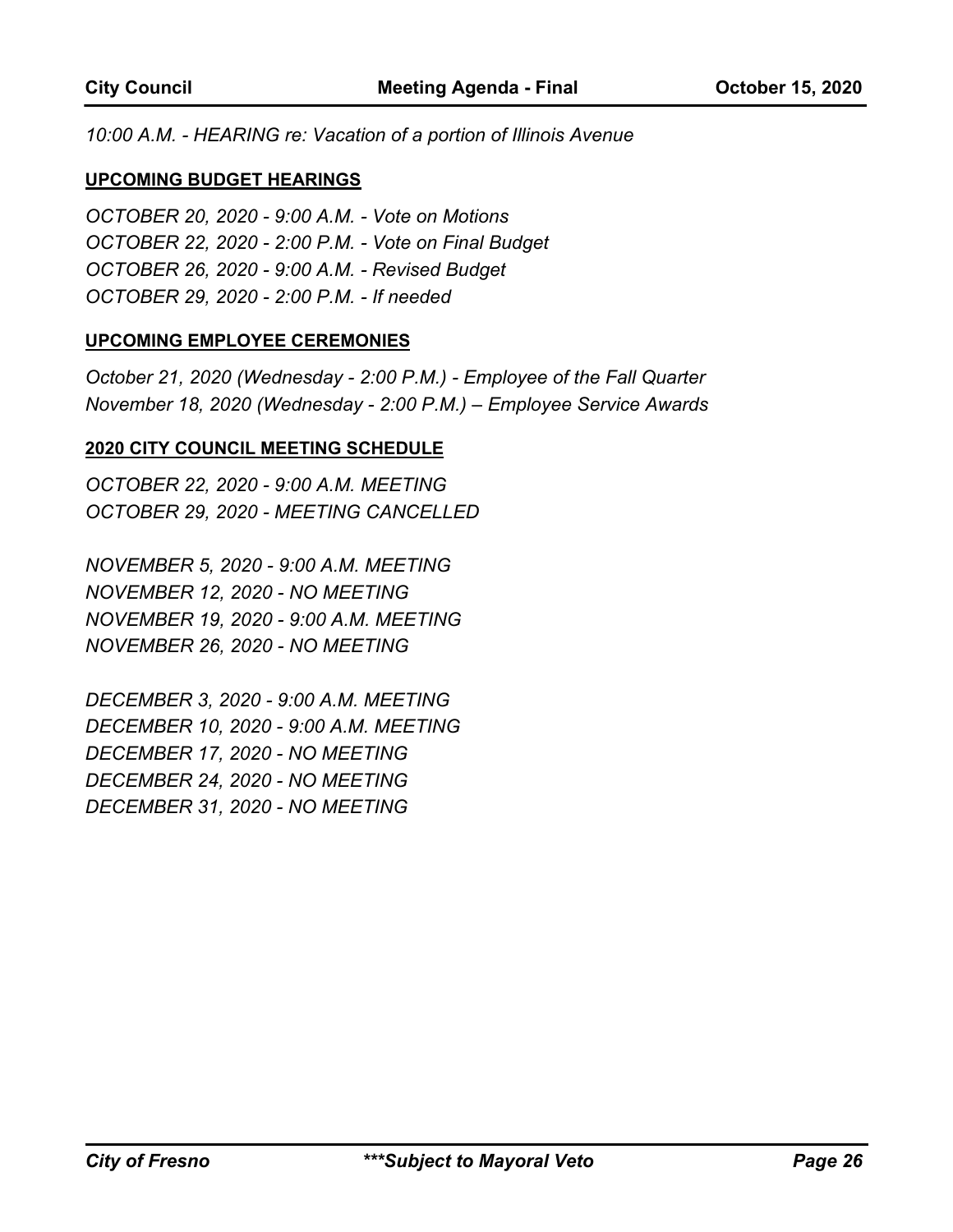*10:00 A.M. - HEARING re: Vacation of a portion of Illinois Avenue*

**UPCOMING BUDGET HEARINGS**

*OCTOBER 20, 2020 - 9:00 A.M. - Vote on Motions*
*OCTOBER 22, 2020 - 2:00 P.M. - Vote on Final Budget*
*OCTOBER 26, 2020 - 9:00 A.M. - Revised Budget*
*OCTOBER 29, 2020 - 2:00 P.M. - If needed*

**UPCOMING EMPLOYEE CEREMONIES**

*October 21, 2020 (Wednesday - 2:00 P.M.) - Employee of the Fall Quarter*
*November 18, 2020 (Wednesday - 2:00 P.M.) – Employee Service Awards*

**2020 CITY COUNCIL MEETING SCHEDULE**

*OCTOBER 22, 2020 - 9:00 A.M. MEETING*
*OCTOBER 29, 2020 - MEETING CANCELLED*

*NOVEMBER 5, 2020 - 9:00 A.M. MEETING*
*NOVEMBER 12, 2020 - NO MEETING*
*NOVEMBER 19, 2020 - 9:00 A.M. MEETING*
*NOVEMBER 26, 2020 - NO MEETING*

*DECEMBER 3, 2020 - 9:00 A.M. MEETING*
*DECEMBER 10, 2020 - 9:00 A.M. MEETING*
*DECEMBER 17, 2020 - NO MEETING*
*DECEMBER 24, 2020 - NO MEETING*
*DECEMBER 31, 2020 - NO MEETING*